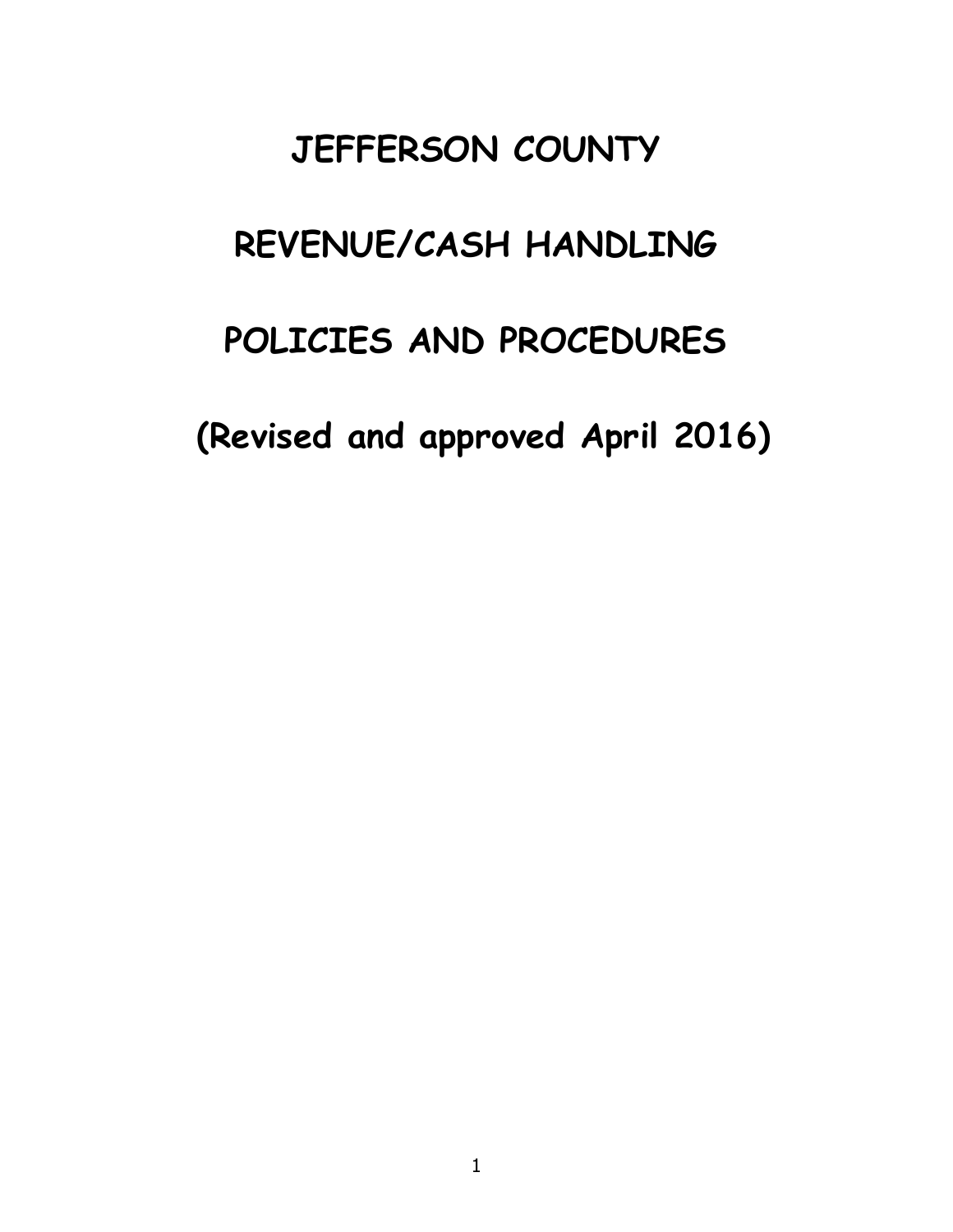# JEFFERSON COUNTY

# REVENUE/CASH HANDLING

# POLICIES AND PROCEDURES

# (Revised and approved April 2016)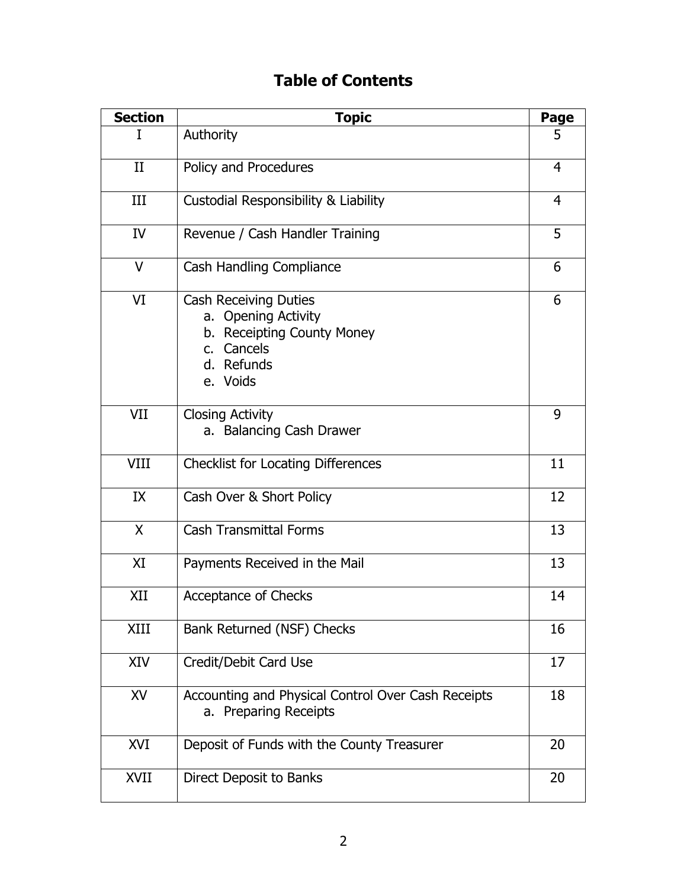# Table of Contents

| Section | Topic | Page |
|---|---|---|
| I | Authority | 5 |
| II | Policy and Procedures | 4 |
| III | Custodial Responsibility & Liability | 4 |
| IV | Revenue / Cash Handler Training | 5 |
| V | Cash Handling Compliance | 6 |
| VI | Cash Receiving Duties<br>a. Opening Activity<br>b. Receipting County Money<br>c. Cancels<br>d. Refunds<br>e. Voids | 6 |
| VII | Closing Activity<br>a. Balancing Cash Drawer | 9 |
| VIII | Checklist for Locating Differences | 11 |
| IX | Cash Over & Short Policy | 12 |
| X | Cash Transmittal Forms | 13 |
| XI | Payments Received in the Mail | 13 |
| XII | Acceptance of Checks | 14 |
| XIII | Bank Returned (NSF) Checks | 16 |
| XIV | Credit/Debit Card Use | 17 |
| XV | Accounting and Physical Control Over Cash Receipts<br>a. Preparing Receipts | 18 |
| XVI | Deposit of Funds with the County Treasurer | 20 |
| XVII | Direct Deposit to Banks | 20 |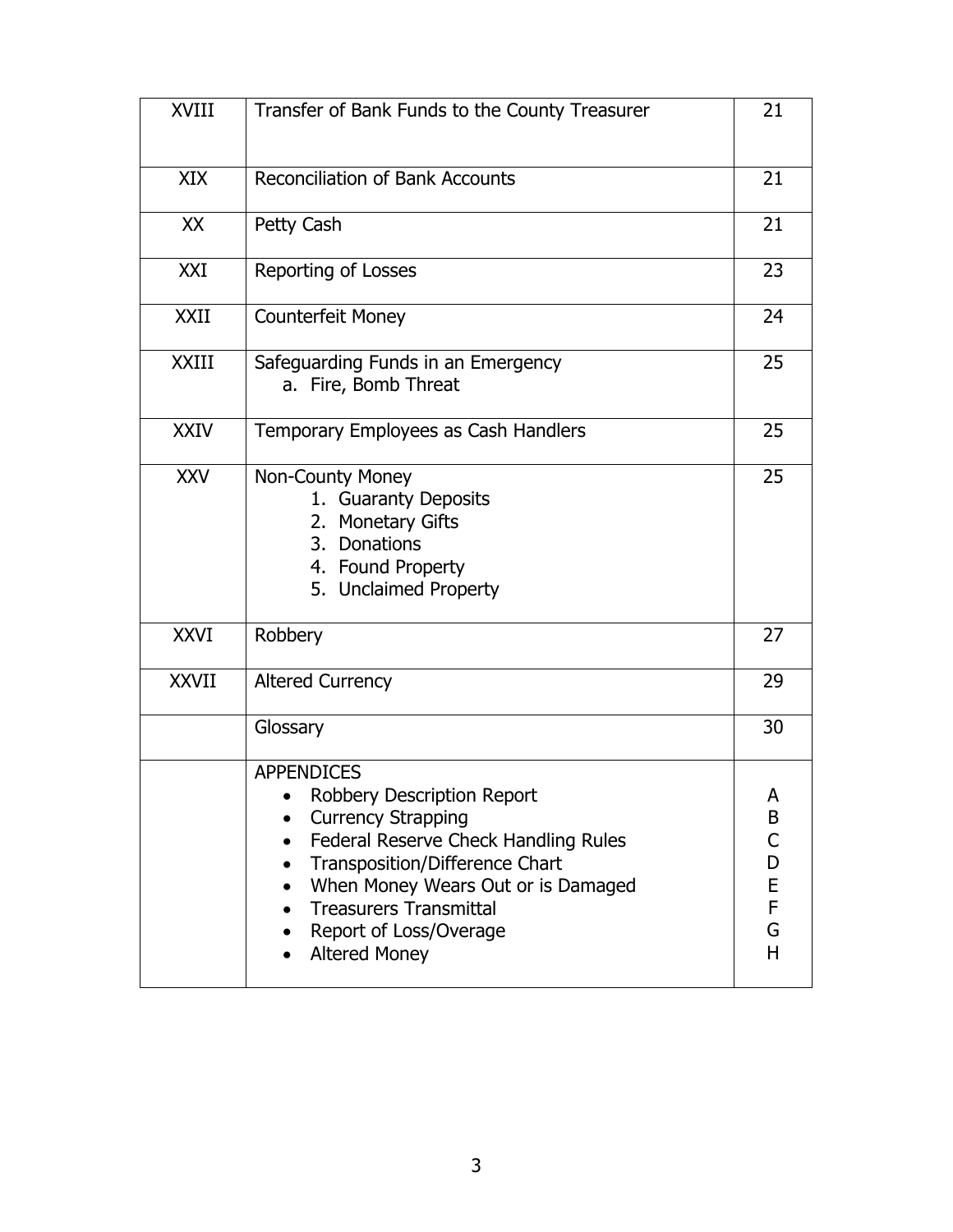| | | |
|---|---|---|
| XVIII | Transfer of Bank Funds to the County Treasurer | 21 |
| XIX | Reconciliation of Bank Accounts | 21 |
| XX | Petty Cash | 21 |
| XXI | Reporting of Losses | 23 |
| XXII | Counterfeit Money | 24 |
| XXIII | Safeguarding Funds in an Emergency<br>a. Fire, Bomb Threat | 25 |
| XXIV | Temporary Employees as Cash Handlers | 25 |
| XXV | Non-County Money<br>1. Guaranty Deposits<br>2. Monetary Gifts<br>3. Donations<br>4. Found Property<br>5. Unclaimed Property | 25 |
| XXVI | Robbery | 27 |
| XXVII | Altered Currency | 29 |
| | Glossary | 30 |
| | APPENDICES<br>• Robbery Description Report<br>• Currency Strapping<br>• Federal Reserve Check Handling Rules<br>• Transposition/Difference Chart<br>• When Money Wears Out or is Damaged<br>• Treasurers Transmittal<br>• Report of Loss/Overage<br>• Altered Money | <br>A<br>B<br>C<br>D<br>E<br>F<br>G<br>H |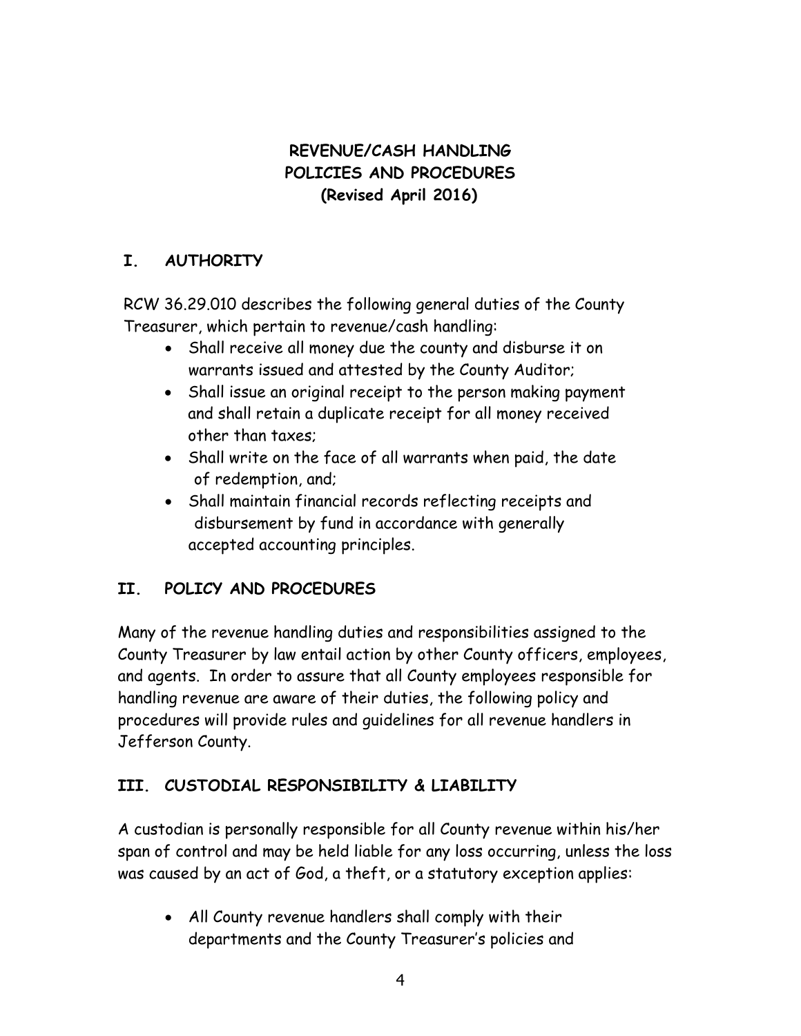# REVENUE/CASH HANDLING POLICIES AND PROCEDURES (Revised April 2016)

## I. AUTHORITY

RCW 36.29.010 describes the following general duties of the County Treasurer, which pertain to revenue/cash handling:

- Shall receive all money due the county and disburse it on warrants issued and attested by the County Auditor;
- Shall issue an original receipt to the person making payment and shall retain a duplicate receipt for all money received other than taxes;
- Shall write on the face of all warrants when paid, the date of redemption, and;
- Shall maintain financial records reflecting receipts and disbursement by fund in accordance with generally accepted accounting principles.

## II. POLICY AND PROCEDURES

Many of the revenue handling duties and responsibilities assigned to the County Treasurer by law entail action by other County officers, employees, and agents. In order to assure that all County employees responsible for handling revenue are aware of their duties, the following policy and procedures will provide rules and guidelines for all revenue handlers in Jefferson County.

## III. CUSTODIAL RESPONSIBILITY & LIABILITY

A custodian is personally responsible for all County revenue within his/her span of control and may be held liable for any loss occurring, unless the loss was caused by an act of God, a theft, or a statutory exception applies:

- All County revenue handlers shall comply with their departments and the County Treasurer's policies and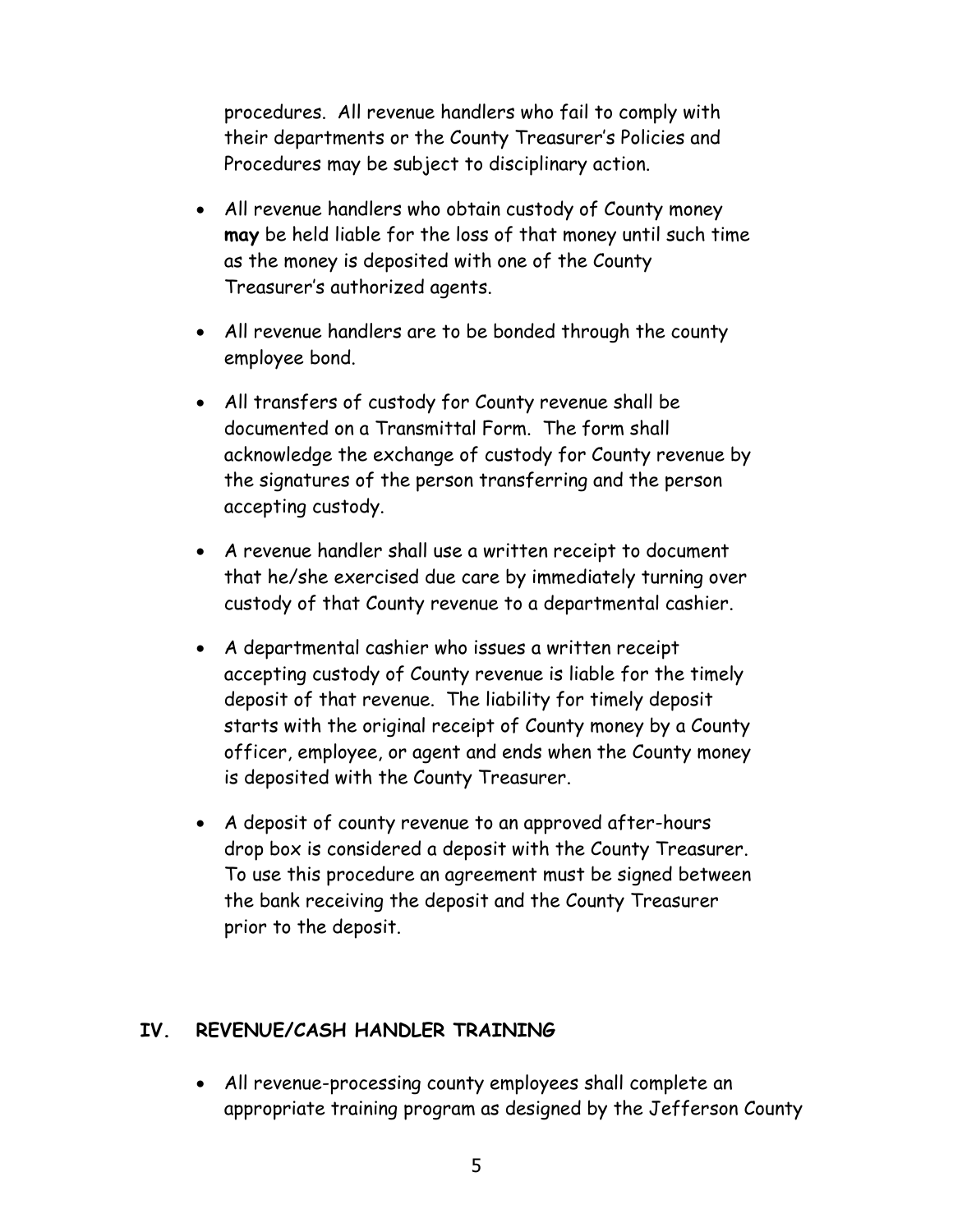procedures. All revenue handlers who fail to comply with their departments or the County Treasurer's Policies and Procedures may be subject to disciplinary action.

- All revenue handlers who obtain custody of County money **may** be held liable for the loss of that money until such time as the money is deposited with one of the County Treasurer's authorized agents.
- All revenue handlers are to be bonded through the county employee bond.
- All transfers of custody for County revenue shall be documented on a Transmittal Form. The form shall acknowledge the exchange of custody for County revenue by the signatures of the person transferring and the person accepting custody.
- A revenue handler shall use a written receipt to document that he/she exercised due care by immediately turning over custody of that County revenue to a departmental cashier.
- A departmental cashier who issues a written receipt accepting custody of County revenue is liable for the timely deposit of that revenue. The liability for timely deposit starts with the original receipt of County money by a County officer, employee, or agent and ends when the County money is deposited with the County Treasurer.
- A deposit of county revenue to an approved after-hours drop box is considered a deposit with the County Treasurer. To use this procedure an agreement must be signed between the bank receiving the deposit and the County Treasurer prior to the deposit.

## IV. REVENUE/CASH HANDLER TRAINING

- All revenue-processing county employees shall complete an appropriate training program as designed by the Jefferson County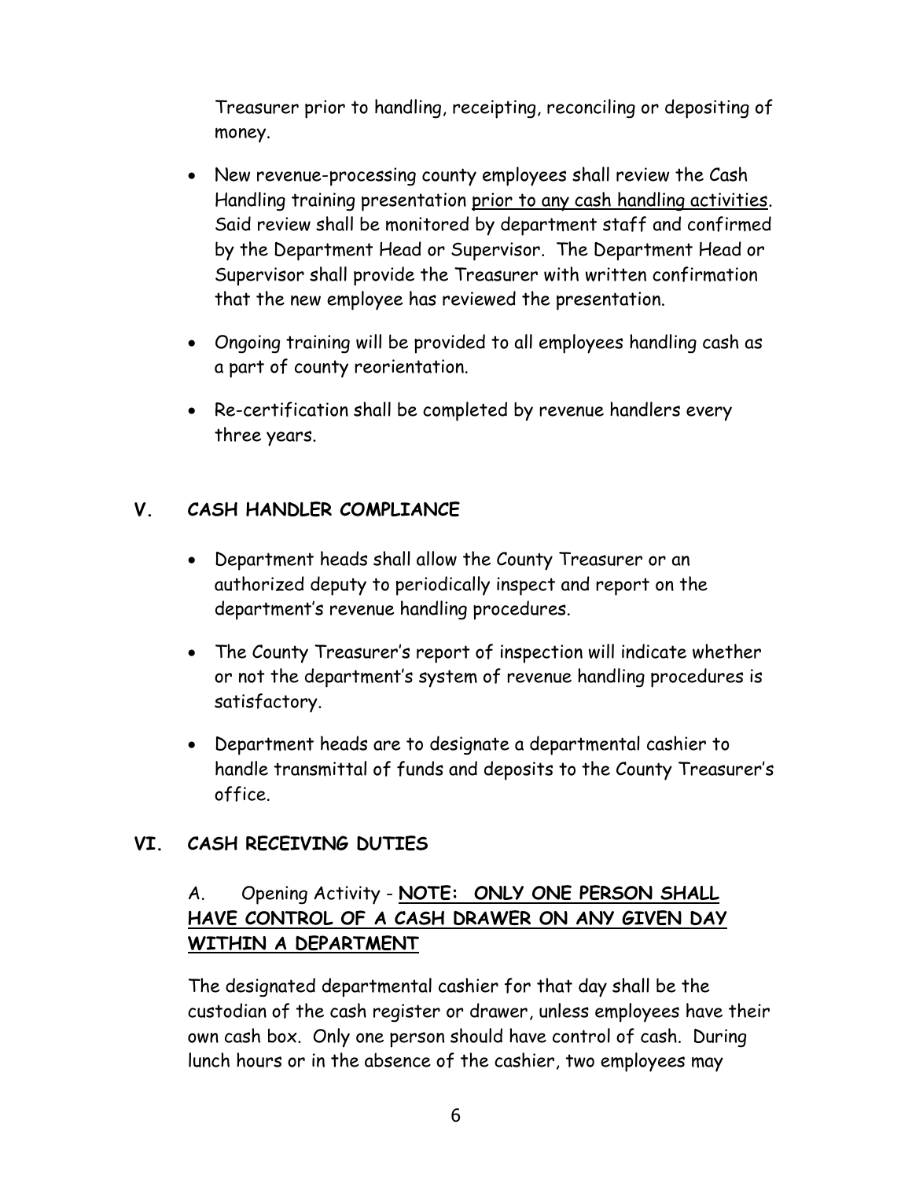Treasurer prior to handling, receipting, reconciling or depositing of money.

- New revenue-processing county employees shall review the Cash Handling training presentation <u>prior to any cash handling activities</u>. Said review shall be monitored by department staff and confirmed by the Department Head or Supervisor. The Department Head or Supervisor shall provide the Treasurer with written confirmation that the new employee has reviewed the presentation.
- Ongoing training will be provided to all employees handling cash as a part of county reorientation.
- Re-certification shall be completed by revenue handlers every three years.

## V. CASH HANDLER COMPLIANCE

- Department heads shall allow the County Treasurer or an authorized deputy to periodically inspect and report on the department's revenue handling procedures.
- The County Treasurer's report of inspection will indicate whether or not the department's system of revenue handling procedures is satisfactory.
- Department heads are to designate a departmental cashier to handle transmittal of funds and deposits to the County Treasurer's office.

## VI. CASH RECEIVING DUTIES

### A. Opening Activity - <u>**NOTE: ONLY ONE PERSON SHALL HAVE CONTROL OF A CASH DRAWER ON ANY GIVEN DAY WITHIN A DEPARTMENT**</u>

The designated departmental cashier for that day shall be the custodian of the cash register or drawer, unless employees have their own cash box. Only one person should have control of cash. During lunch hours or in the absence of the cashier, two employees may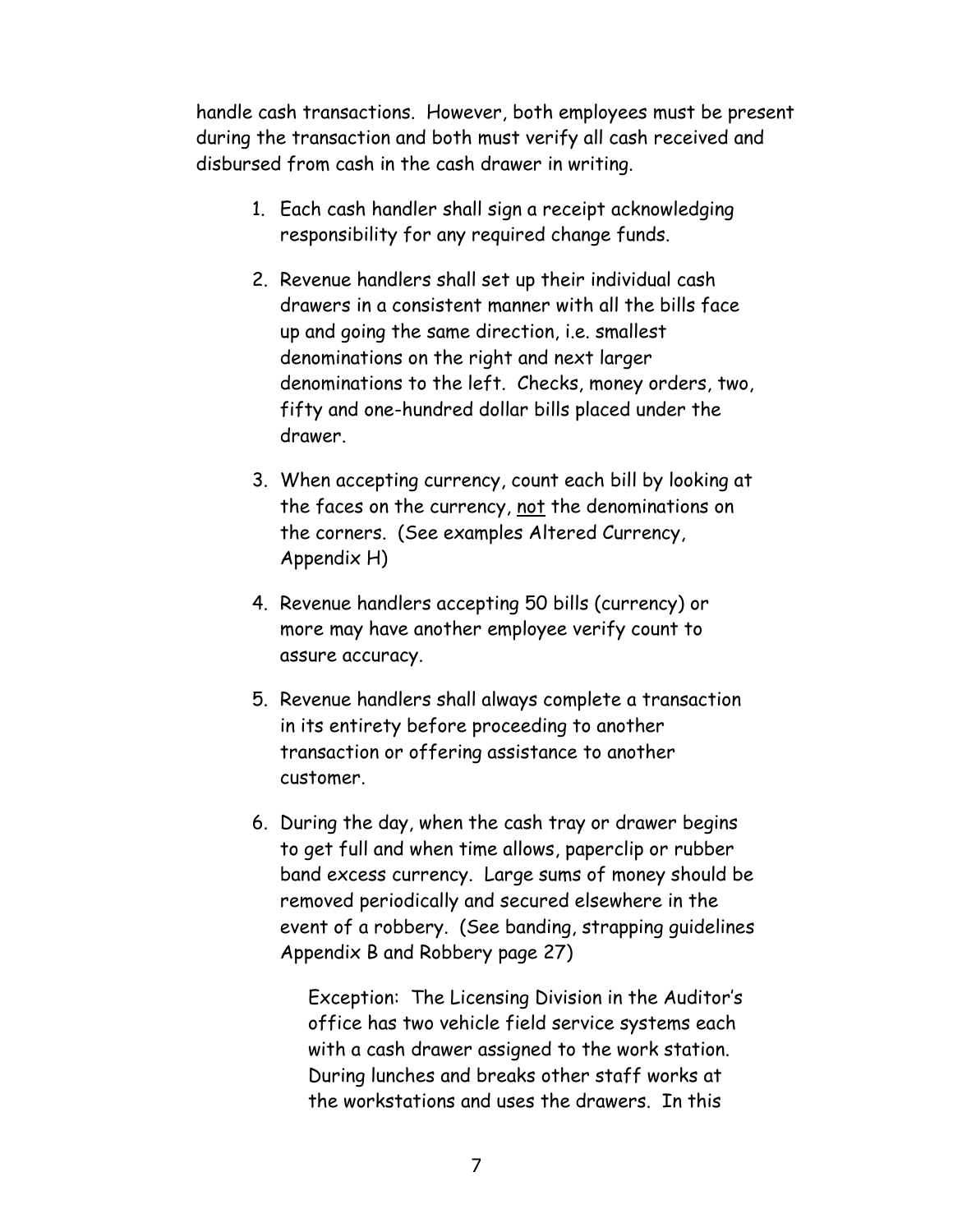handle cash transactions. However, both employees must be present during the transaction and both must verify all cash received and disbursed from cash in the cash drawer in writing.

1. Each cash handler shall sign a receipt acknowledging responsibility for any required change funds.

2. Revenue handlers shall set up their individual cash drawers in a consistent manner with all the bills face up and going the same direction, i.e. smallest denominations on the right and next larger denominations to the left. Checks, money orders, two, fifty and one-hundred dollar bills placed under the drawer.

3. When accepting currency, count each bill by looking at the faces on the currency, <u>not</u> the denominations on the corners. (See examples Altered Currency, Appendix H)

4. Revenue handlers accepting 50 bills (currency) or more may have another employee verify count to assure accuracy.

5. Revenue handlers shall always complete a transaction in its entirety before proceeding to another transaction or offering assistance to another customer.

6. During the day, when the cash tray or drawer begins to get full and when time allows, paperclip or rubber band excess currency. Large sums of money should be removed periodically and secured elsewhere in the event of a robbery. (See banding, strapping guidelines Appendix B and Robbery page 27)

   Exception: The Licensing Division in the Auditor's office has two vehicle field service systems each with a cash drawer assigned to the work station. During lunches and breaks other staff works at the workstations and uses the drawers. In this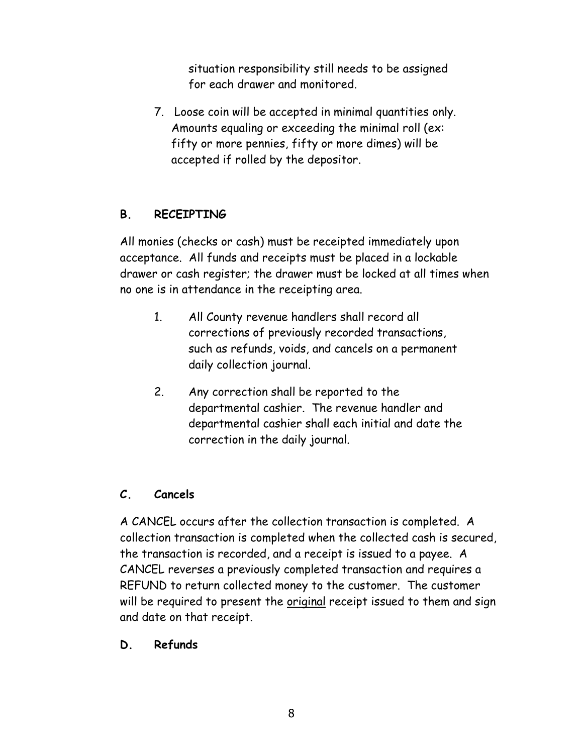situation responsibility still needs to be assigned for each drawer and monitored.

7. Loose coin will be accepted in minimal quantities only. Amounts equaling or exceeding the minimal roll (ex: fifty or more pennies, fifty or more dimes) will be accepted if rolled by the depositor.

## B. RECEIPTING

All monies (checks or cash) must be receipted immediately upon acceptance. All funds and receipts must be placed in a lockable drawer or cash register; the drawer must be locked at all times when no one is in attendance in the receipting area.

1. All County revenue handlers shall record all corrections of previously recorded transactions, such as refunds, voids, and cancels on a permanent daily collection journal.

2. Any correction shall be reported to the departmental cashier. The revenue handler and departmental cashier shall each initial and date the correction in the daily journal.

## C. Cancels

A CANCEL occurs after the collection transaction is completed. A collection transaction is completed when the collected cash is secured, the transaction is recorded, and a receipt is issued to a payee. A CANCEL reverses a previously completed transaction and requires a REFUND to return collected money to the customer. The customer will be required to present the <u>original</u> receipt issued to them and sign and date on that receipt.

## D. Refunds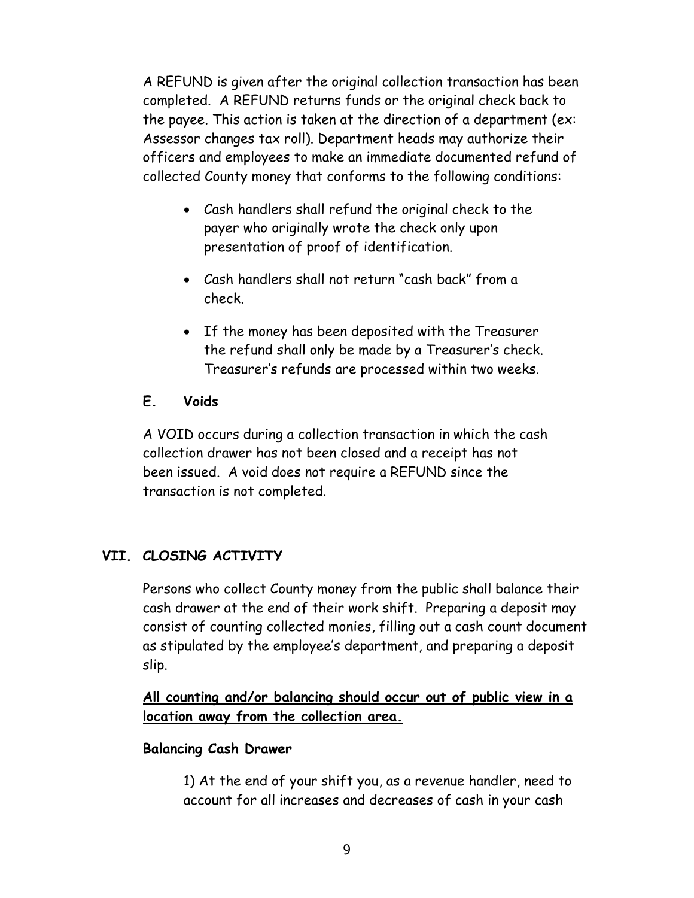A REFUND is given after the original collection transaction has been completed. A REFUND returns funds or the original check back to the payee. This action is taken at the direction of a department (ex: Assessor changes tax roll). Department heads may authorize their officers and employees to make an immediate documented refund of collected County money that conforms to the following conditions:

- Cash handlers shall refund the original check to the payer who originally wrote the check only upon presentation of proof of identification.
- Cash handlers shall not return "cash back" from a check.
- If the money has been deposited with the Treasurer the refund shall only be made by a Treasurer's check. Treasurer's refunds are processed within two weeks.

### E. Voids

A VOID occurs during a collection transaction in which the cash collection drawer has not been closed and a receipt has not been issued. A void does not require a REFUND since the transaction is not completed.

## VII. CLOSING ACTIVITY

Persons who collect County money from the public shall balance their cash drawer at the end of their work shift. Preparing a deposit may consist of counting collected monies, filling out a cash count document as stipulated by the employee's department, and preparing a deposit slip.

**<u>All counting and/or balancing should occur out of public view in a location away from the collection area.</u>**

**Balancing Cash Drawer**

1) At the end of your shift you, as a revenue handler, need to account for all increases and decreases of cash in your cash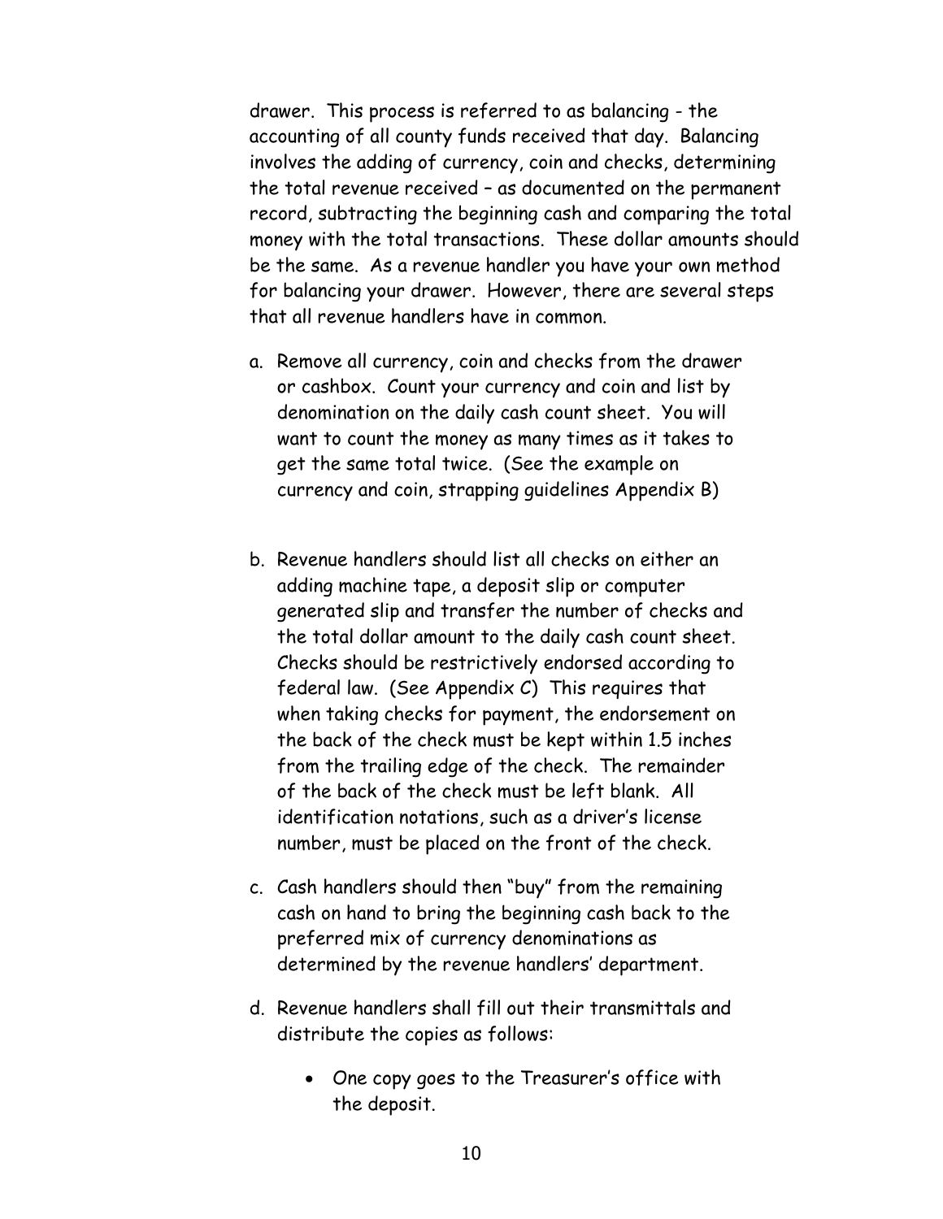drawer. This process is referred to as balancing - the accounting of all county funds received that day. Balancing involves the adding of currency, coin and checks, determining the total revenue received – as documented on the permanent record, subtracting the beginning cash and comparing the total money with the total transactions. These dollar amounts should be the same. As a revenue handler you have your own method for balancing your drawer. However, there are several steps that all revenue handlers have in common.

a. Remove all currency, coin and checks from the drawer or cashbox. Count your currency and coin and list by denomination on the daily cash count sheet. You will want to count the money as many times as it takes to get the same total twice. (See the example on currency and coin, strapping guidelines Appendix B)

b. Revenue handlers should list all checks on either an adding machine tape, a deposit slip or computer generated slip and transfer the number of checks and the total dollar amount to the daily cash count sheet. Checks should be restrictively endorsed according to federal law. (See Appendix C) This requires that when taking checks for payment, the endorsement on the back of the check must be kept within 1.5 inches from the trailing edge of the check. The remainder of the back of the check must be left blank. All identification notations, such as a driver's license number, must be placed on the front of the check.

c. Cash handlers should then "buy" from the remaining cash on hand to bring the beginning cash back to the preferred mix of currency denominations as determined by the revenue handlers' department.

d. Revenue handlers shall fill out their transmittals and distribute the copies as follows:

   - One copy goes to the Treasurer's office with the deposit.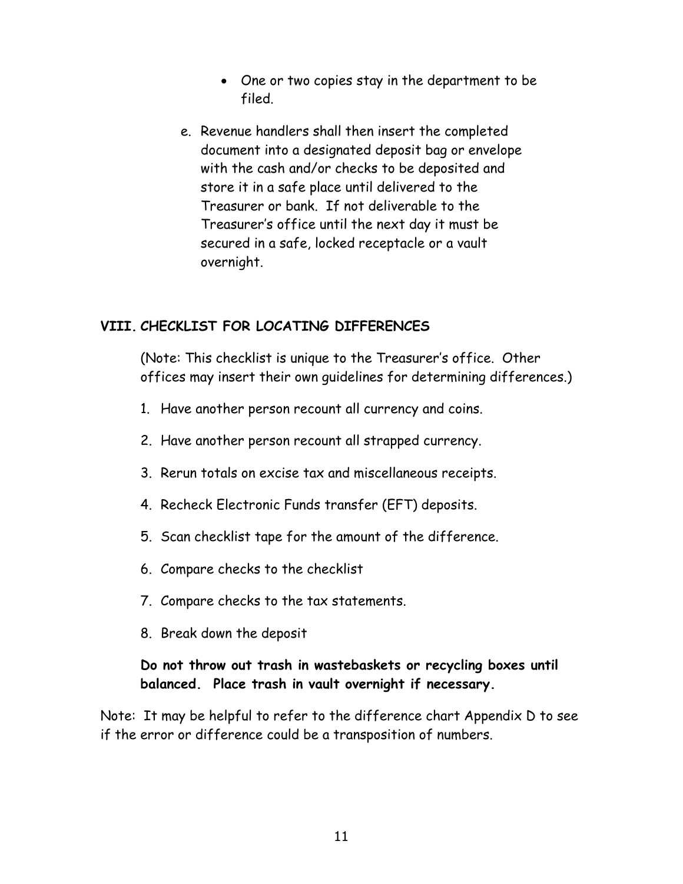- One or two copies stay in the department to be filed.

e. Revenue handlers shall then insert the completed document into a designated deposit bag or envelope with the cash and/or checks to be deposited and store it in a safe place until delivered to the Treasurer or bank. If not deliverable to the Treasurer's office until the next day it must be secured in a safe, locked receptacle or a vault overnight.

## VIII. CHECKLIST FOR LOCATING DIFFERENCES

(Note: This checklist is unique to the Treasurer's office. Other offices may insert their own guidelines for determining differences.)

1. Have another person recount all currency and coins.
2. Have another person recount all strapped currency.
3. Rerun totals on excise tax and miscellaneous receipts.
4. Recheck Electronic Funds transfer (EFT) deposits.
5. Scan checklist tape for the amount of the difference.
6. Compare checks to the checklist
7. Compare checks to the tax statements.
8. Break down the deposit

**Do not throw out trash in wastebaskets or recycling boxes until balanced. Place trash in vault overnight if necessary.**

Note: It may be helpful to refer to the difference chart Appendix D to see if the error or difference could be a transposition of numbers.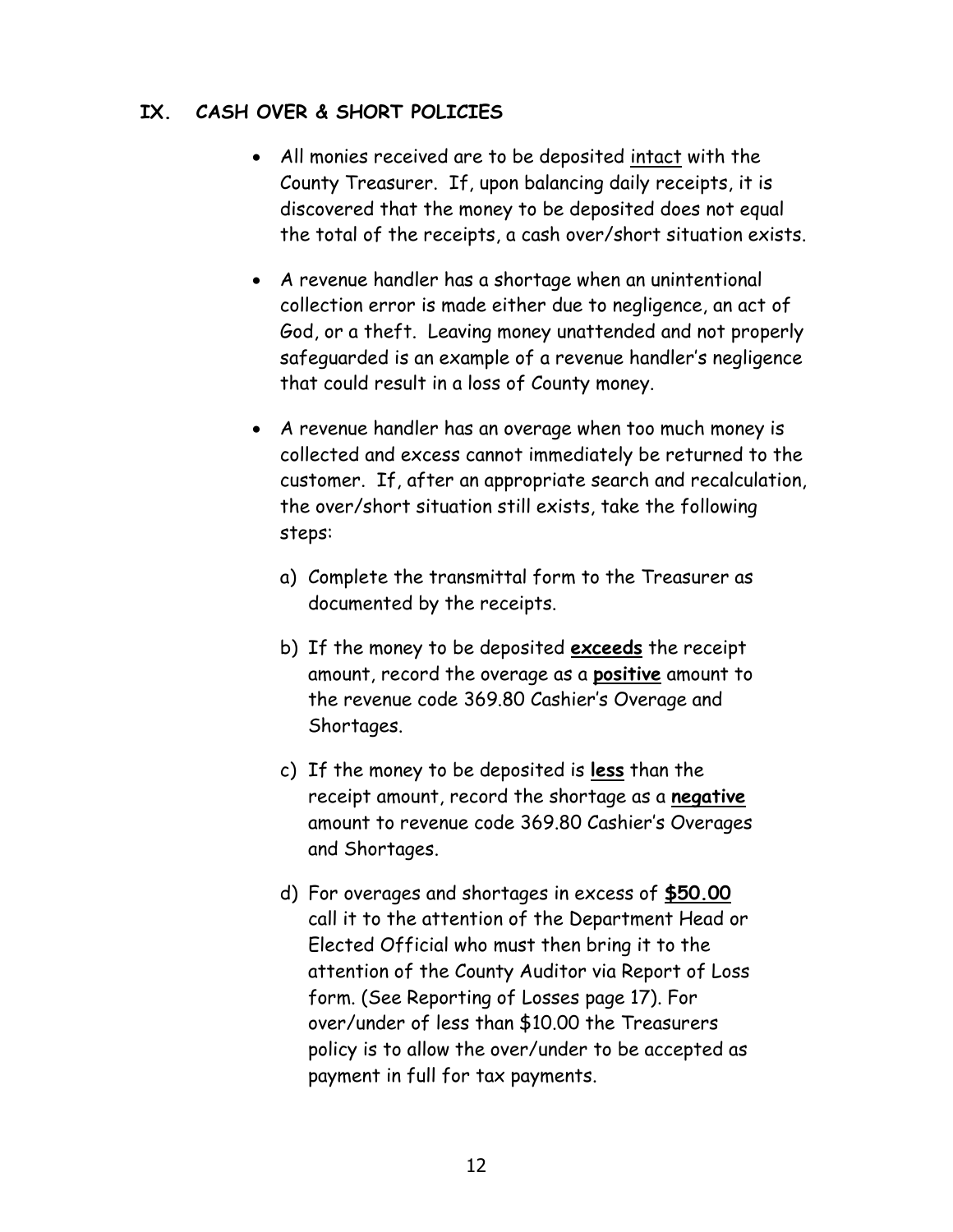## IX. CASH OVER & SHORT POLICIES

- All monies received are to be deposited <u>intact</u> with the County Treasurer. If, upon balancing daily receipts, it is discovered that the money to be deposited does not equal the total of the receipts, a cash over/short situation exists.

- A revenue handler has a shortage when an unintentional collection error is made either due to negligence, an act of God, or a theft. Leaving money unattended and not properly safeguarded is an example of a revenue handler's negligence that could result in a loss of County money.

- A revenue handler has an overage when too much money is collected and excess cannot immediately be returned to the customer. If, after an appropriate search and recalculation, the over/short situation still exists, take the following steps:

  a) Complete the transmittal form to the Treasurer as documented by the receipts.

  b) If the money to be deposited **<u>exceeds</u>** the receipt amount, record the overage as a **<u>positive</u>** amount to the revenue code 369.80 Cashier's Overage and Shortages.

  c) If the money to be deposited is **<u>less</u>** than the receipt amount, record the shortage as a **<u>negative</u>** amount to revenue code 369.80 Cashier's Overages and Shortages.

  d) For overages and shortages in excess of **<u>$50.00</u>** call it to the attention of the Department Head or Elected Official who must then bring it to the attention of the County Auditor via Report of Loss form. (See Reporting of Losses page 17). For over/under of less than $10.00 the Treasurers policy is to allow the over/under to be accepted as payment in full for tax payments.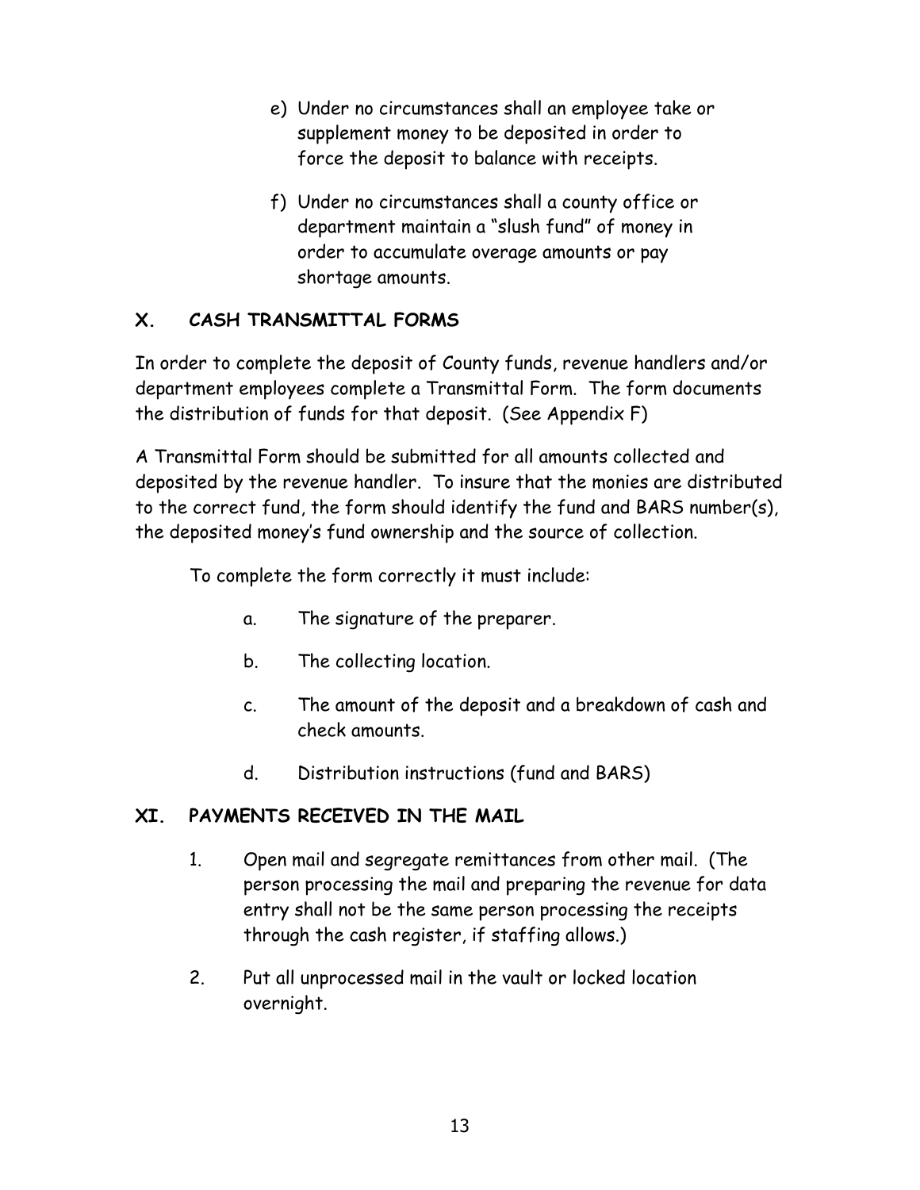e) Under no circumstances shall an employee take or supplement money to be deposited in order to force the deposit to balance with receipts.

f) Under no circumstances shall a county office or department maintain a "slush fund" of money in order to accumulate overage amounts or pay shortage amounts.

## X. CASH TRANSMITTAL FORMS

In order to complete the deposit of County funds, revenue handlers and/or department employees complete a Transmittal Form. The form documents the distribution of funds for that deposit. (See Appendix F)

A Transmittal Form should be submitted for all amounts collected and deposited by the revenue handler. To insure that the monies are distributed to the correct fund, the form should identify the fund and BARS number(s), the deposited money's fund ownership and the source of collection.

To complete the form correctly it must include:

a. The signature of the preparer.

b. The collecting location.

c. The amount of the deposit and a breakdown of cash and check amounts.

d. Distribution instructions (fund and BARS)

## XI. PAYMENTS RECEIVED IN THE MAIL

1. Open mail and segregate remittances from other mail. (The person processing the mail and preparing the revenue for data entry shall not be the same person processing the receipts through the cash register, if staffing allows.)

2. Put all unprocessed mail in the vault or locked location overnight.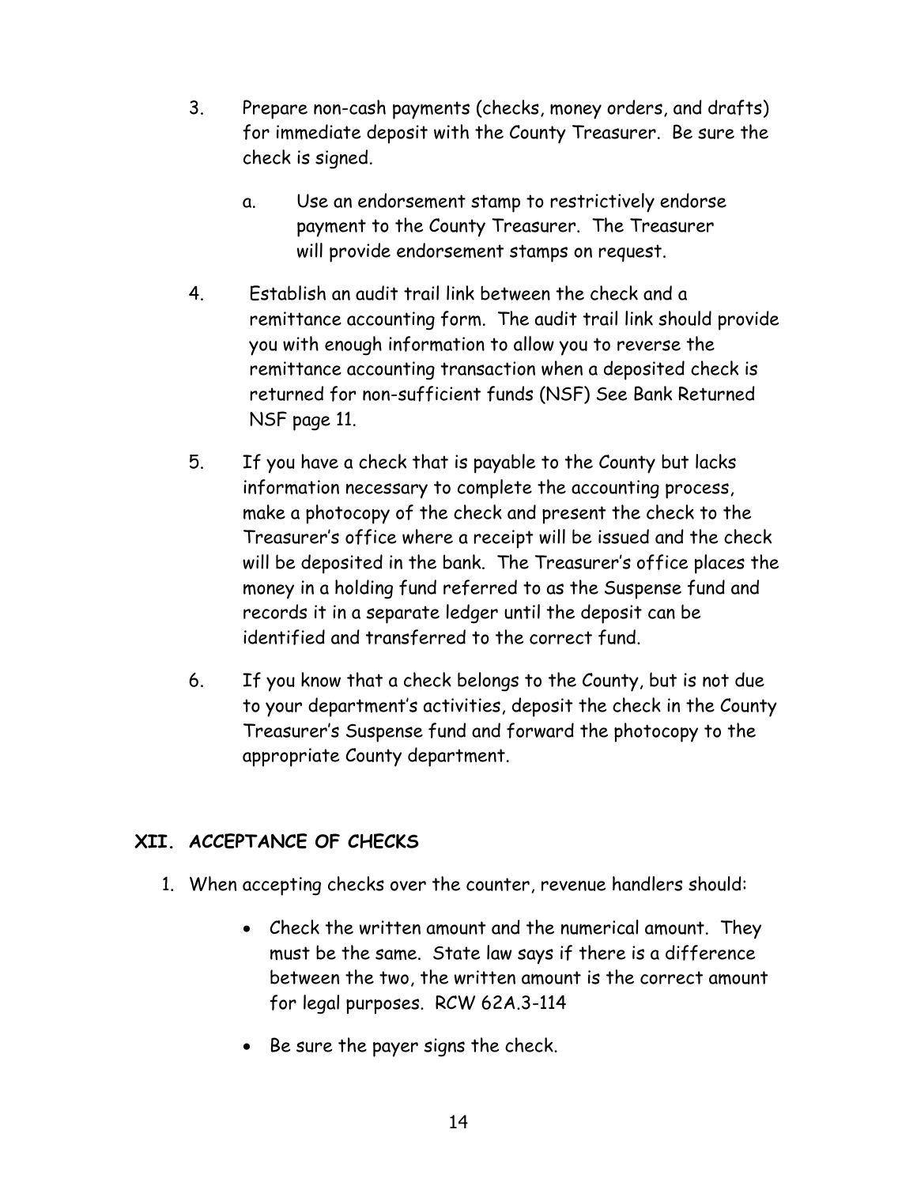3. Prepare non-cash payments (checks, money orders, and drafts) for immediate deposit with the County Treasurer. Be sure the check is signed.

   a. Use an endorsement stamp to restrictively endorse payment to the County Treasurer. The Treasurer will provide endorsement stamps on request.

4. Establish an audit trail link between the check and a remittance accounting form. The audit trail link should provide you with enough information to allow you to reverse the remittance accounting transaction when a deposited check is returned for non-sufficient funds (NSF) See Bank Returned NSF page 11.

5. If you have a check that is payable to the County but lacks information necessary to complete the accounting process, make a photocopy of the check and present the check to the Treasurer's office where a receipt will be issued and the check will be deposited in the bank. The Treasurer's office places the money in a holding fund referred to as the Suspense fund and records it in a separate ledger until the deposit can be identified and transferred to the correct fund.

6. If you know that a check belongs to the County, but is not due to your department's activities, deposit the check in the County Treasurer's Suspense fund and forward the photocopy to the appropriate County department.

## XII. ACCEPTANCE OF CHECKS

1. When accepting checks over the counter, revenue handlers should:

   - Check the written amount and the numerical amount. They must be the same. State law says if there is a difference between the two, the written amount is the correct amount for legal purposes. RCW 62A.3-114

   - Be sure the payer signs the check.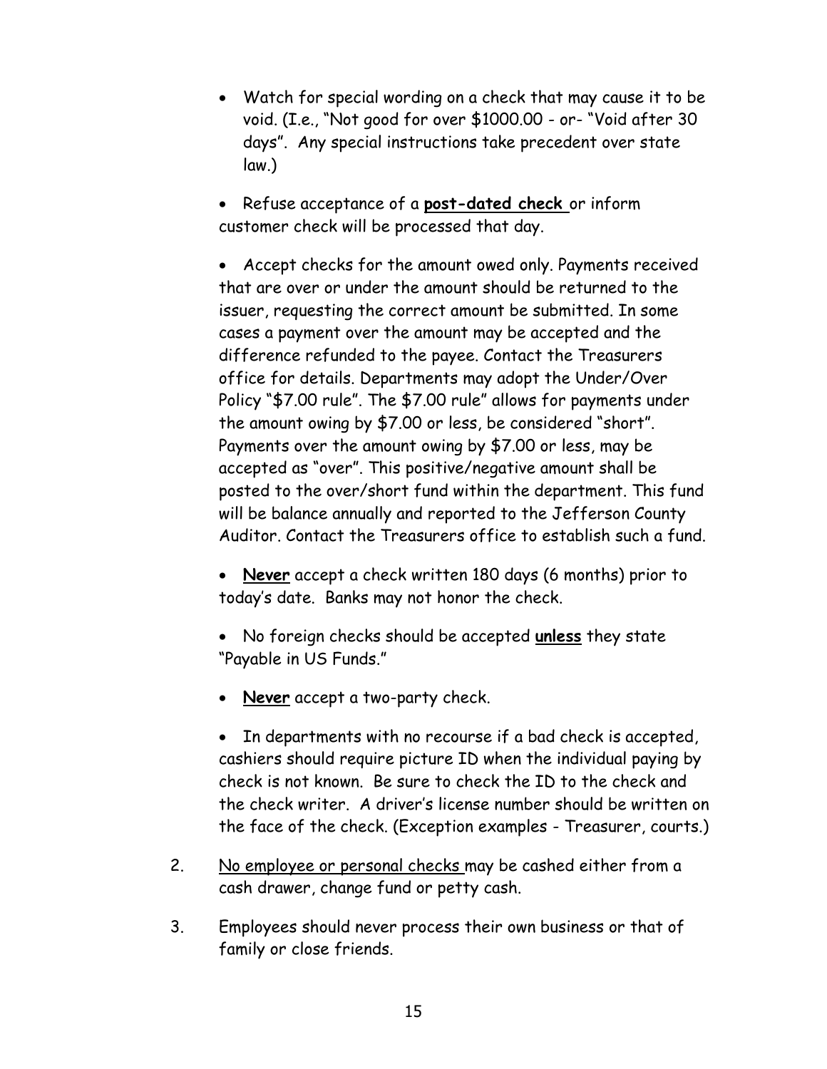- Watch for special wording on a check that may cause it to be void. (I.e., "Not good for over $1000.00 - or- "Void after 30 days". Any special instructions take precedent over state law.)
- Refuse acceptance of a **post-dated check** or inform customer check will be processed that day.
- Accept checks for the amount owed only. Payments received that are over or under the amount should be returned to the issuer, requesting the correct amount be submitted. In some cases a payment over the amount may be accepted and the difference refunded to the payee. Contact the Treasurers office for details. Departments may adopt the Under/Over Policy "$7.00 rule". The $7.00 rule" allows for payments under the amount owing by $7.00 or less, be considered "short". Payments over the amount owing by $7.00 or less, may be accepted as "over". This positive/negative amount shall be posted to the over/short fund within the department. This fund will be balance annually and reported to the Jefferson County Auditor. Contact the Treasurers office to establish such a fund.
- **Never** accept a check written 180 days (6 months) prior to today's date. Banks may not honor the check.
- No foreign checks should be accepted **unless** they state "Payable in US Funds."
- **Never** accept a two-party check.
- In departments with no recourse if a bad check is accepted, cashiers should require picture ID when the individual paying by check is not known. Be sure to check the ID to the check and the check writer. A driver's license number should be written on the face of the check. (Exception examples - Treasurer, courts.)

2. No employee or personal checks may be cashed either from a cash drawer, change fund or petty cash.

3. Employees should never process their own business or that of family or close friends.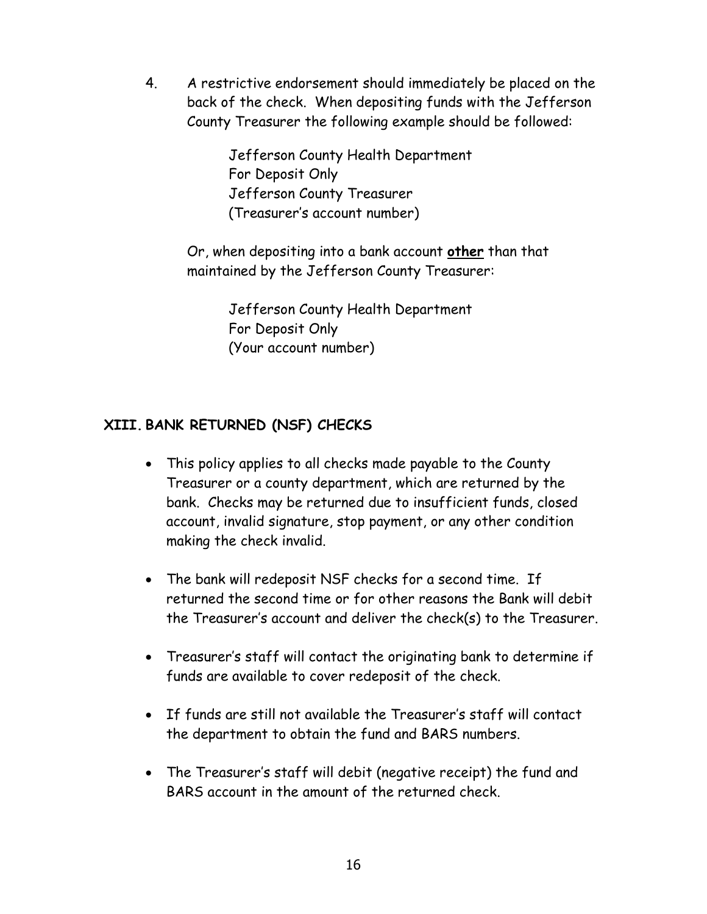4. A restrictive endorsement should immediately be placed on the back of the check. When depositing funds with the Jefferson County Treasurer the following example should be followed:

   Jefferson County Health Department
   For Deposit Only
   Jefferson County Treasurer
   (Treasurer's account number)

   Or, when depositing into a bank account **<u>other</u>** than that maintained by the Jefferson County Treasurer:

   Jefferson County Health Department
   For Deposit Only
   (Your account number)

## XIII. BANK RETURNED (NSF) CHECKS

- This policy applies to all checks made payable to the County Treasurer or a county department, which are returned by the bank. Checks may be returned due to insufficient funds, closed account, invalid signature, stop payment, or any other condition making the check invalid.

- The bank will redeposit NSF checks for a second time. If returned the second time or for other reasons the Bank will debit the Treasurer's account and deliver the check(s) to the Treasurer.

- Treasurer's staff will contact the originating bank to determine if funds are available to cover redeposit of the check.

- If funds are still not available the Treasurer's staff will contact the department to obtain the fund and BARS numbers.

- The Treasurer's staff will debit (negative receipt) the fund and BARS account in the amount of the returned check.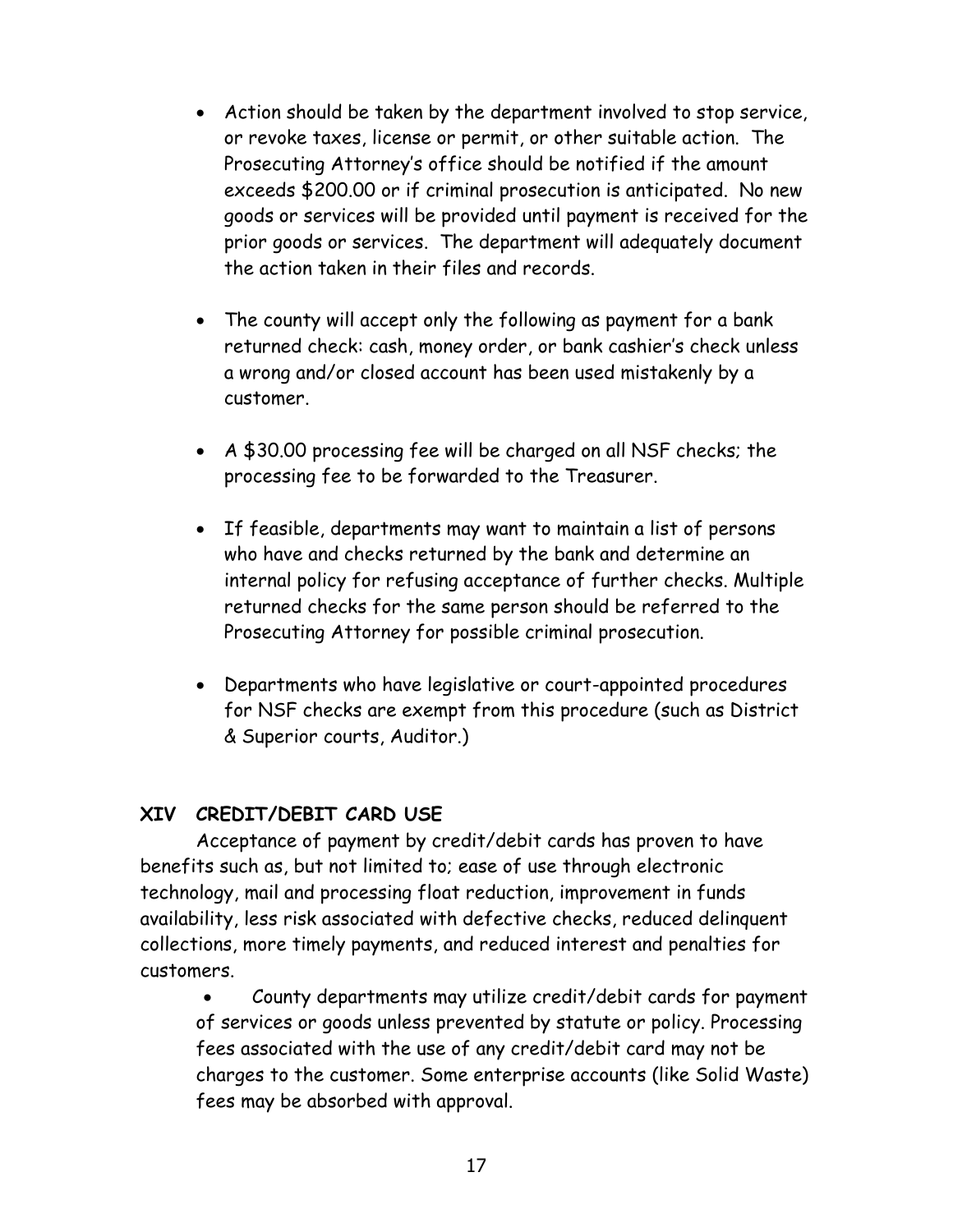- Action should be taken by the department involved to stop service, or revoke taxes, license or permit, or other suitable action. The Prosecuting Attorney's office should be notified if the amount exceeds $200.00 or if criminal prosecution is anticipated. No new goods or services will be provided until payment is received for the prior goods or services. The department will adequately document the action taken in their files and records.

- The county will accept only the following as payment for a bank returned check: cash, money order, or bank cashier's check unless a wrong and/or closed account has been used mistakenly by a customer.

- A $30.00 processing fee will be charged on all NSF checks; the processing fee to be forwarded to the Treasurer.

- If feasible, departments may want to maintain a list of persons who have and checks returned by the bank and determine an internal policy for refusing acceptance of further checks. Multiple returned checks for the same person should be referred to the Prosecuting Attorney for possible criminal prosecution.

- Departments who have legislative or court-appointed procedures for NSF checks are exempt from this procedure (such as District & Superior courts, Auditor.)

## XIV CREDIT/DEBIT CARD USE

Acceptance of payment by credit/debit cards has proven to have benefits such as, but not limited to; ease of use through electronic technology, mail and processing float reduction, improvement in funds availability, less risk associated with defective checks, reduced delinquent collections, more timely payments, and reduced interest and penalties for customers.

- County departments may utilize credit/debit cards for payment of services or goods unless prevented by statute or policy. Processing fees associated with the use of any credit/debit card may not be charges to the customer. Some enterprise accounts (like Solid Waste) fees may be absorbed with approval.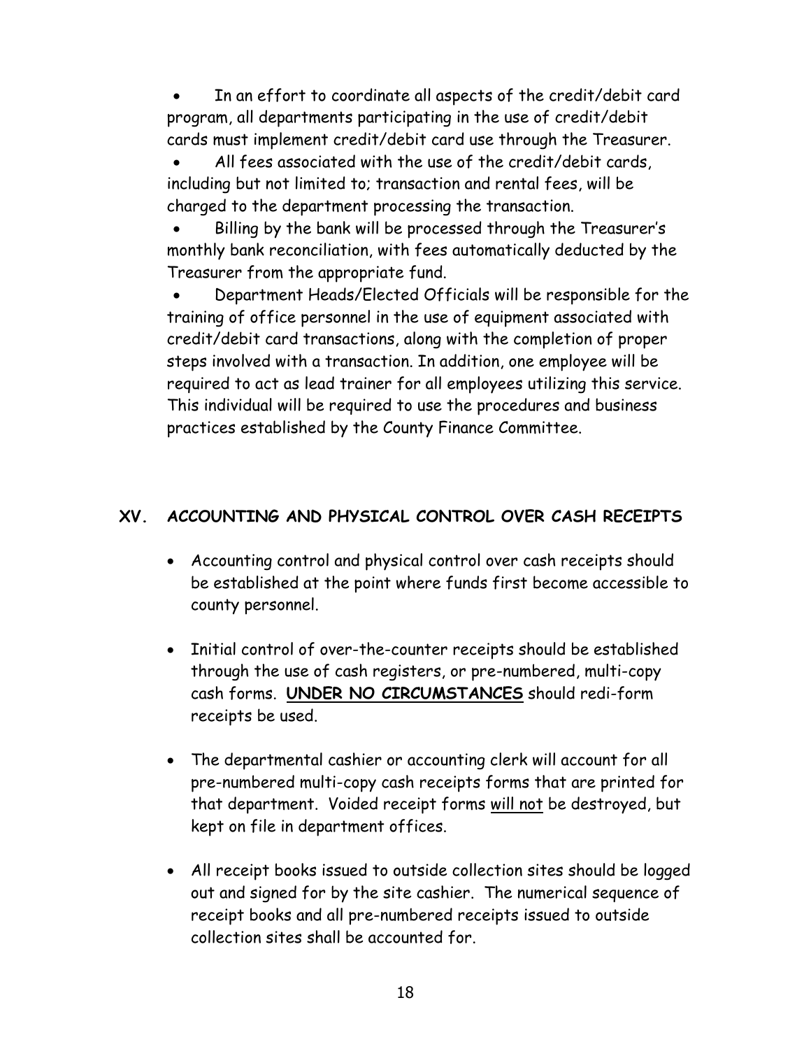- In an effort to coordinate all aspects of the credit/debit card program, all departments participating in the use of credit/debit cards must implement credit/debit card use through the Treasurer.
- All fees associated with the use of the credit/debit cards, including but not limited to; transaction and rental fees, will be charged to the department processing the transaction.
- Billing by the bank will be processed through the Treasurer's monthly bank reconciliation, with fees automatically deducted by the Treasurer from the appropriate fund.
- Department Heads/Elected Officials will be responsible for the training of office personnel in the use of equipment associated with credit/debit card transactions, along with the completion of proper steps involved with a transaction. In addition, one employee will be required to act as lead trainer for all employees utilizing this service. This individual will be required to use the procedures and business practices established by the County Finance Committee.

## XV. ACCOUNTING AND PHYSICAL CONTROL OVER CASH RECEIPTS

- Accounting control and physical control over cash receipts should be established at the point where funds first become accessible to county personnel.
- Initial control of over-the-counter receipts should be established through the use of cash registers, or pre-numbered, multi-copy cash forms. <u>**UNDER NO CIRCUMSTANCES**</u> should redi-form receipts be used.
- The departmental cashier or accounting clerk will account for all pre-numbered multi-copy cash receipts forms that are printed for that department. Voided receipt forms <u>will not</u> be destroyed, but kept on file in department offices.
- All receipt books issued to outside collection sites should be logged out and signed for by the site cashier. The numerical sequence of receipt books and all pre-numbered receipts issued to outside collection sites shall be accounted for.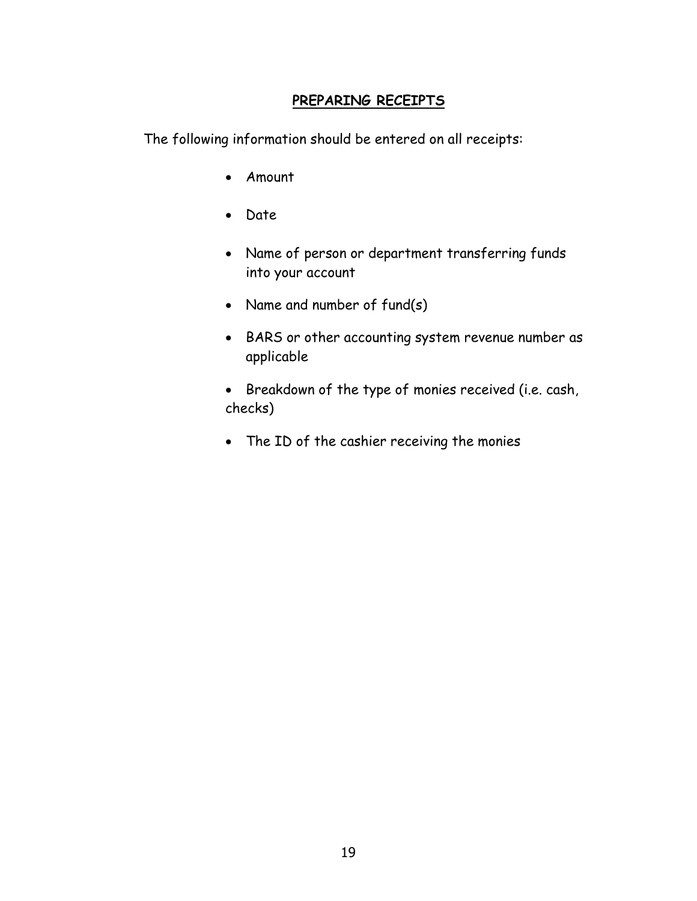## PREPARING RECEIPTS

The following information should be entered on all receipts:

- Amount
- Date
- Name of person or department transferring funds into your account
- Name and number of fund(s)
- BARS or other accounting system revenue number as applicable
- Breakdown of the type of monies received (i.e. cash, checks)
- The ID of the cashier receiving the monies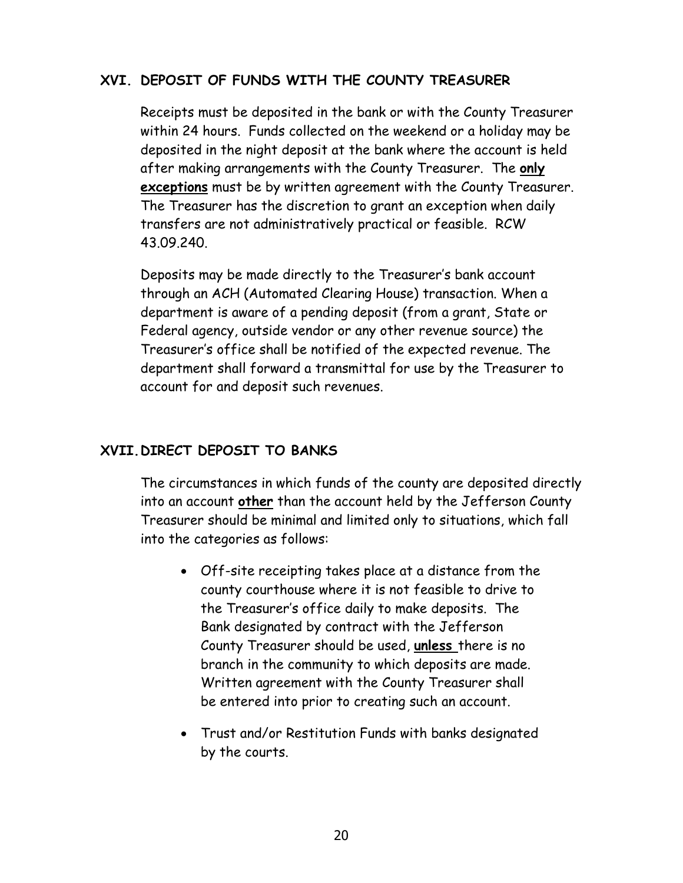## XVI. DEPOSIT OF FUNDS WITH THE COUNTY TREASURER

Receipts must be deposited in the bank or with the County Treasurer within 24 hours. Funds collected on the weekend or a holiday may be deposited in the night deposit at the bank where the account is held after making arrangements with the County Treasurer. The **only exceptions** must be by written agreement with the County Treasurer. The Treasurer has the discretion to grant an exception when daily transfers are not administratively practical or feasible. RCW 43.09.240.

Deposits may be made directly to the Treasurer's bank account through an ACH (Automated Clearing House) transaction. When a department is aware of a pending deposit (from a grant, State or Federal agency, outside vendor or any other revenue source) the Treasurer's office shall be notified of the expected revenue. The department shall forward a transmittal for use by the Treasurer to account for and deposit such revenues.

## XVII. DIRECT DEPOSIT TO BANKS

The circumstances in which funds of the county are deposited directly into an account **other** than the account held by the Jefferson County Treasurer should be minimal and limited only to situations, which fall into the categories as follows:

- Off-site receipting takes place at a distance from the county courthouse where it is not feasible to drive to the Treasurer's office daily to make deposits. The Bank designated by contract with the Jefferson County Treasurer should be used, **unless** there is no branch in the community to which deposits are made. Written agreement with the County Treasurer shall be entered into prior to creating such an account.
- Trust and/or Restitution Funds with banks designated by the courts.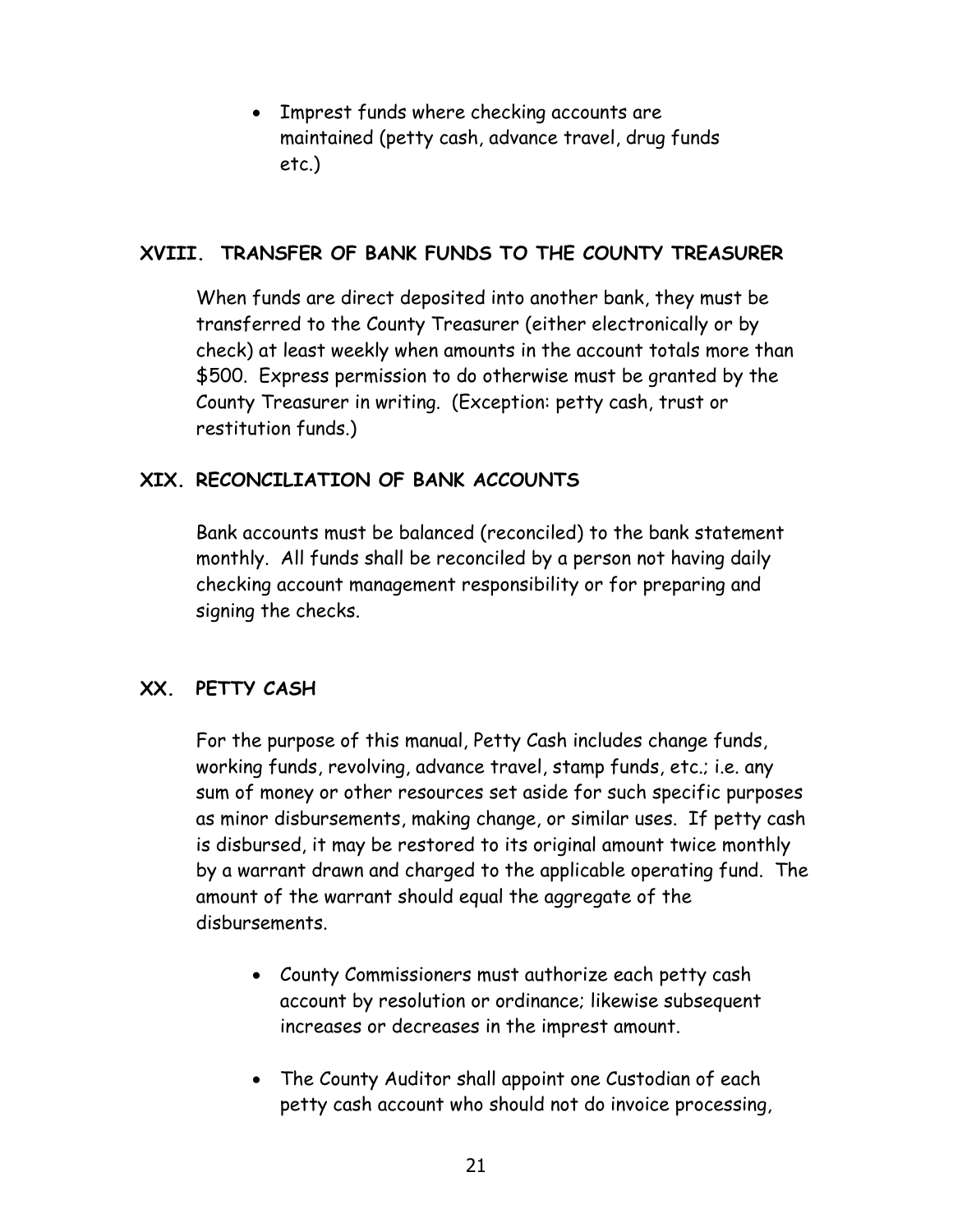- Imprest funds where checking accounts are maintained (petty cash, advance travel, drug funds etc.)

## XVIII. TRANSFER OF BANK FUNDS TO THE COUNTY TREASURER

When funds are direct deposited into another bank, they must be transferred to the County Treasurer (either electronically or by check) at least weekly when amounts in the account totals more than $500. Express permission to do otherwise must be granted by the County Treasurer in writing. (Exception: petty cash, trust or restitution funds.)

## XIX. RECONCILIATION OF BANK ACCOUNTS

Bank accounts must be balanced (reconciled) to the bank statement monthly. All funds shall be reconciled by a person not having daily checking account management responsibility or for preparing and signing the checks.

## XX. PETTY CASH

For the purpose of this manual, Petty Cash includes change funds, working funds, revolving, advance travel, stamp funds, etc.; i.e. any sum of money or other resources set aside for such specific purposes as minor disbursements, making change, or similar uses. If petty cash is disbursed, it may be restored to its original amount twice monthly by a warrant drawn and charged to the applicable operating fund. The amount of the warrant should equal the aggregate of the disbursements.

- County Commissioners must authorize each petty cash account by resolution or ordinance; likewise subsequent increases or decreases in the imprest amount.
- The County Auditor shall appoint one Custodian of each petty cash account who should not do invoice processing,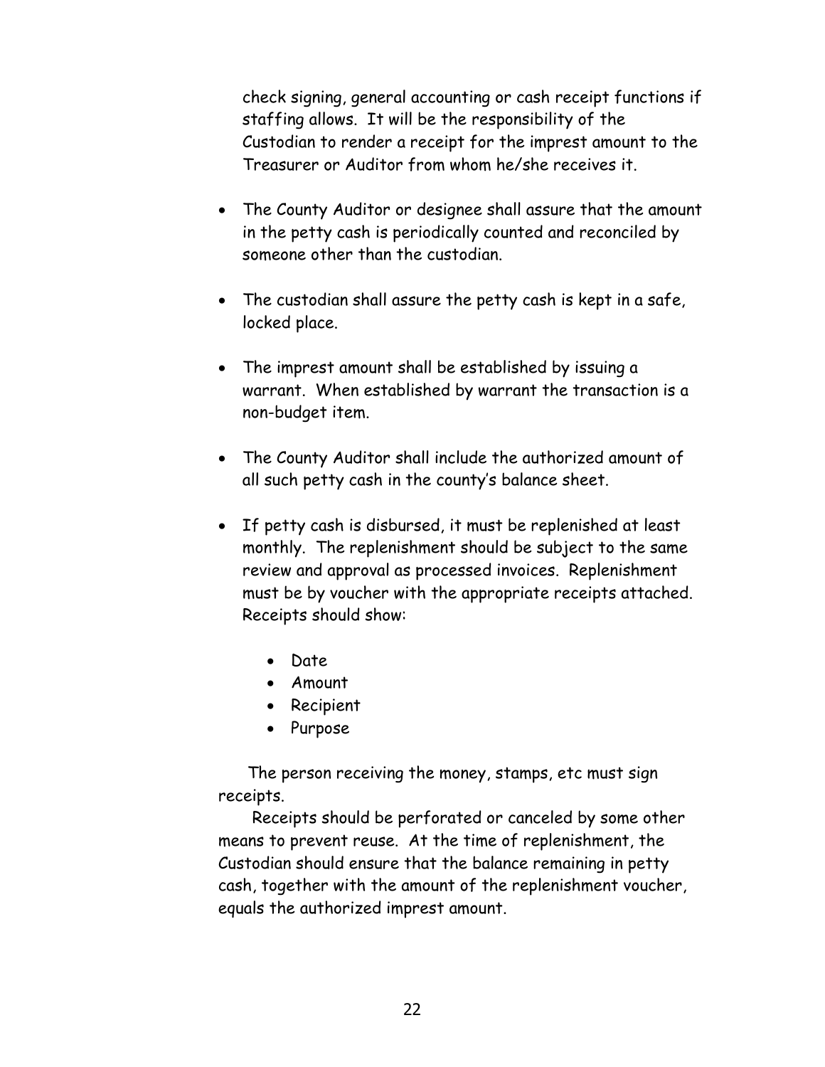check signing, general accounting or cash receipt functions if staffing allows. It will be the responsibility of the Custodian to render a receipt for the imprest amount to the Treasurer or Auditor from whom he/she receives it.

- The County Auditor or designee shall assure that the amount in the petty cash is periodically counted and reconciled by someone other than the custodian.

- The custodian shall assure the petty cash is kept in a safe, locked place.

- The imprest amount shall be established by issuing a warrant. When established by warrant the transaction is a non-budget item.

- The County Auditor shall include the authorized amount of all such petty cash in the county's balance sheet.

- If petty cash is disbursed, it must be replenished at least monthly. The replenishment should be subject to the same review and approval as processed invoices. Replenishment must be by voucher with the appropriate receipts attached. Receipts should show:

    - Date
    - Amount
    - Recipient
    - Purpose

The person receiving the money, stamps, etc must sign receipts.

Receipts should be perforated or canceled by some other means to prevent reuse. At the time of replenishment, the Custodian should ensure that the balance remaining in petty cash, together with the amount of the replenishment voucher, equals the authorized imprest amount.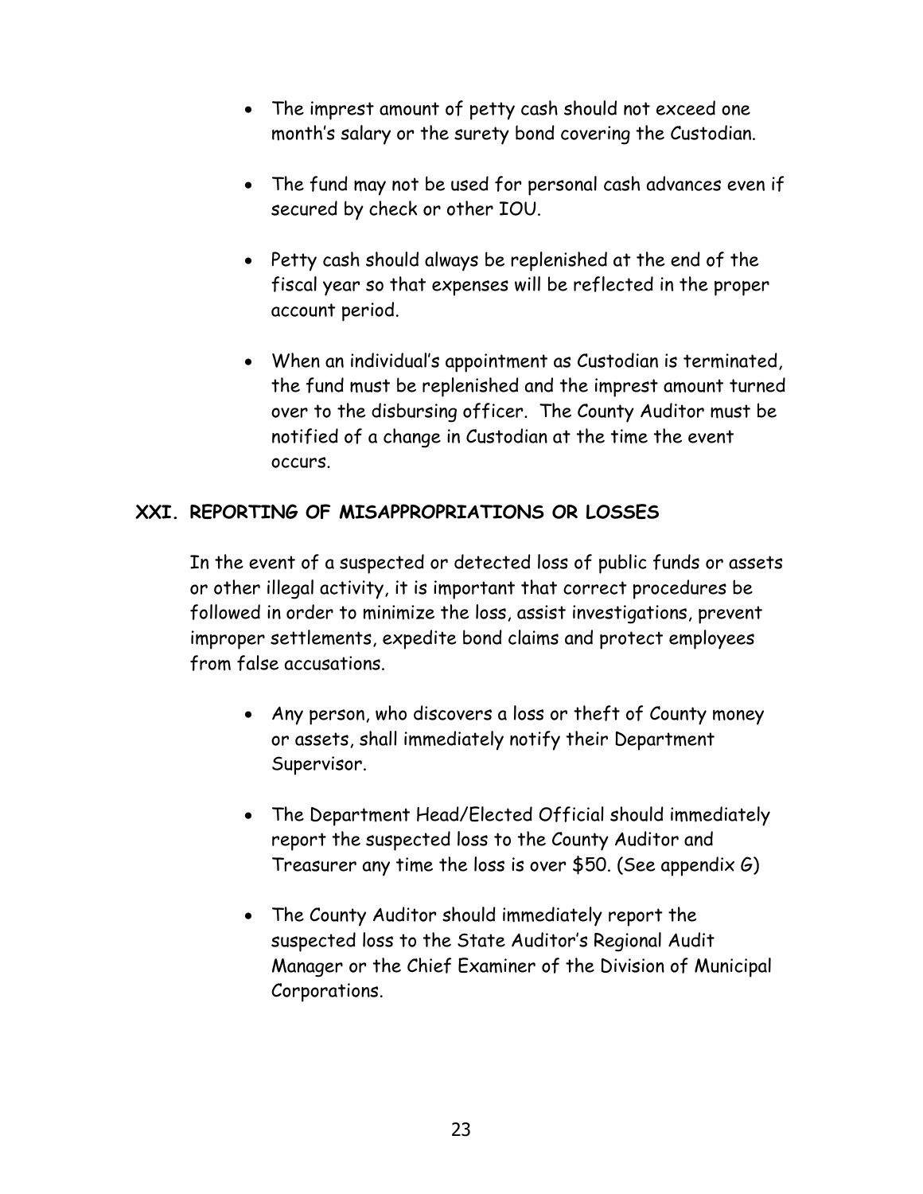- The imprest amount of petty cash should not exceed one month's salary or the surety bond covering the Custodian.

- The fund may not be used for personal cash advances even if secured by check or other IOU.

- Petty cash should always be replenished at the end of the fiscal year so that expenses will be reflected in the proper account period.

- When an individual's appointment as Custodian is terminated, the fund must be replenished and the imprest amount turned over to the disbursing officer. The County Auditor must be notified of a change in Custodian at the time the event occurs.

## XXI. REPORTING OF MISAPPROPRIATIONS OR LOSSES

In the event of a suspected or detected loss of public funds or assets or other illegal activity, it is important that correct procedures be followed in order to minimize the loss, assist investigations, prevent improper settlements, expedite bond claims and protect employees from false accusations.

- Any person, who discovers a loss or theft of County money or assets, shall immediately notify their Department Supervisor.

- The Department Head/Elected Official should immediately report the suspected loss to the County Auditor and Treasurer any time the loss is over $50. (See appendix G)

- The County Auditor should immediately report the suspected loss to the State Auditor's Regional Audit Manager or the Chief Examiner of the Division of Municipal Corporations.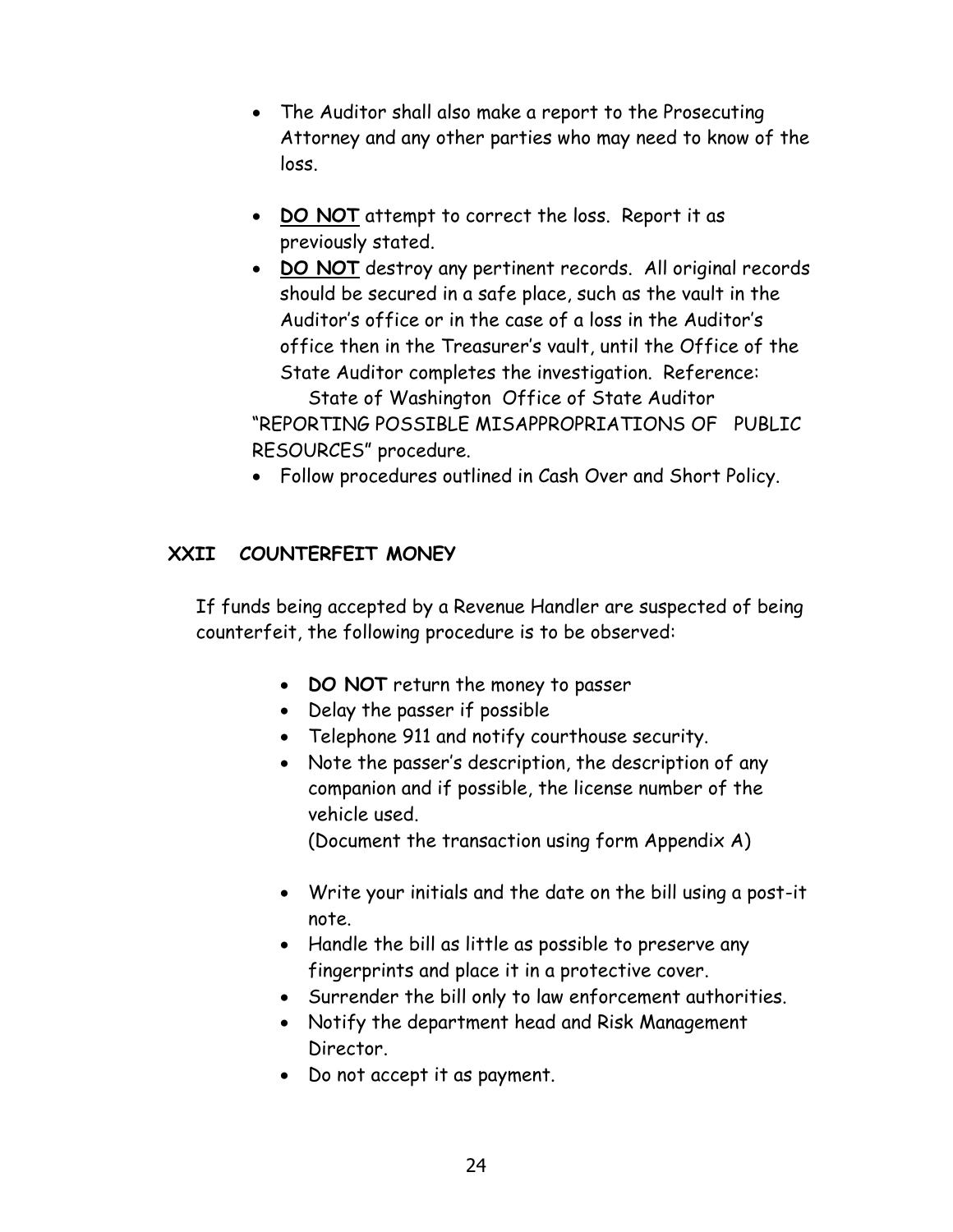- The Auditor shall also make a report to the Prosecuting Attorney and any other parties who may need to know of the loss.

- **DO NOT** attempt to correct the loss. Report it as previously stated.
- **DO NOT** destroy any pertinent records. All original records should be secured in a safe place, such as the vault in the Auditor's office or in the case of a loss in the Auditor's office then in the Treasurer's vault, until the Office of the State Auditor completes the investigation. Reference: State of Washington Office of State Auditor "REPORTING POSSIBLE MISAPPROPRIATIONS OF PUBLIC RESOURCES" procedure.
- Follow procedures outlined in Cash Over and Short Policy.

## XXII COUNTERFEIT MONEY

If funds being accepted by a Revenue Handler are suspected of being counterfeit, the following procedure is to be observed:

- **DO NOT** return the money to passer
- Delay the passer if possible
- Telephone 911 and notify courthouse security.
- Note the passer's description, the description of any companion and if possible, the license number of the vehicle used.
  (Document the transaction using form Appendix A)

- Write your initials and the date on the bill using a post-it note.
- Handle the bill as little as possible to preserve any fingerprints and place it in a protective cover.
- Surrender the bill only to law enforcement authorities.
- Notify the department head and Risk Management Director.
- Do not accept it as payment.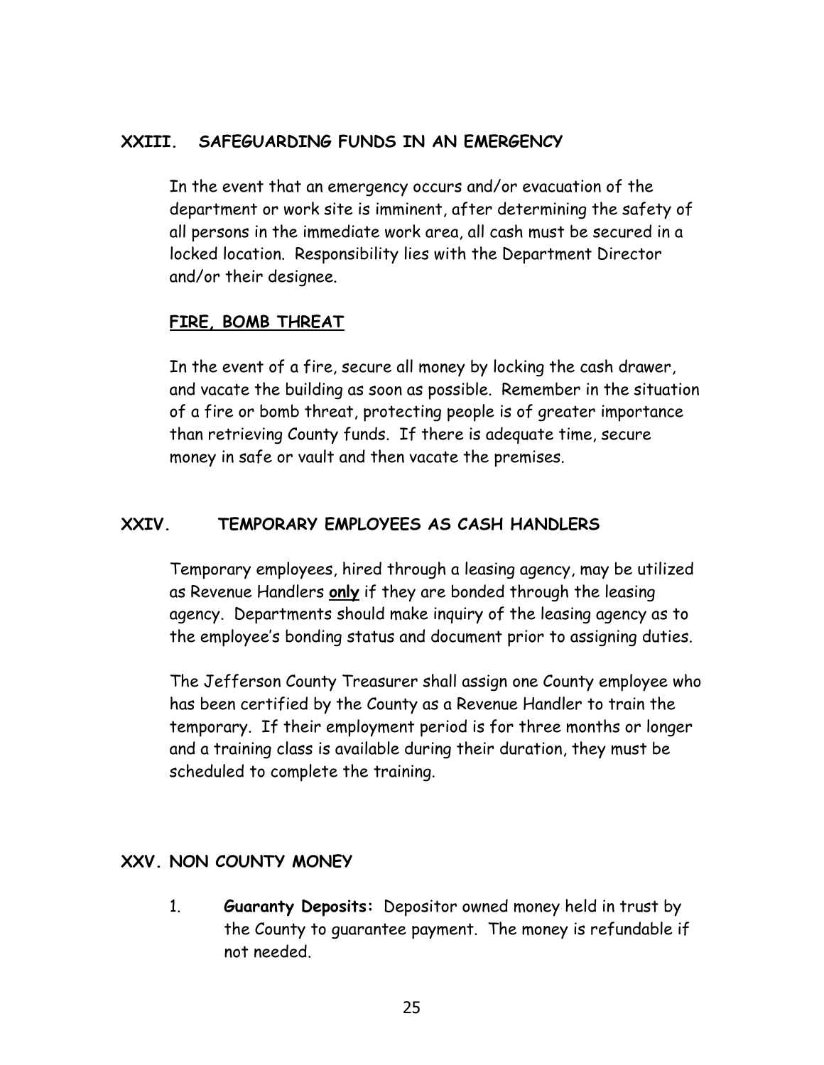## XXIII. SAFEGUARDING FUNDS IN AN EMERGENCY

In the event that an emergency occurs and/or evacuation of the department or work site is imminent, after determining the safety of all persons in the immediate work area, all cash must be secured in a locked location. Responsibility lies with the Department Director and/or their designee.

### FIRE, BOMB THREAT

In the event of a fire, secure all money by locking the cash drawer, and vacate the building as soon as possible. Remember in the situation of a fire or bomb threat, protecting people is of greater importance than retrieving County funds. If there is adequate time, secure money in safe or vault and then vacate the premises.

## XXIV. TEMPORARY EMPLOYEES AS CASH HANDLERS

Temporary employees, hired through a leasing agency, may be utilized as Revenue Handlers **only** if they are bonded through the leasing agency. Departments should make inquiry of the leasing agency as to the employee's bonding status and document prior to assigning duties.

The Jefferson County Treasurer shall assign one County employee who has been certified by the County as a Revenue Handler to train the temporary. If their employment period is for three months or longer and a training class is available during their duration, they must be scheduled to complete the training.

## XXV. NON COUNTY MONEY

1. **Guaranty Deposits:** Depositor owned money held in trust by the County to guarantee payment. The money is refundable if not needed.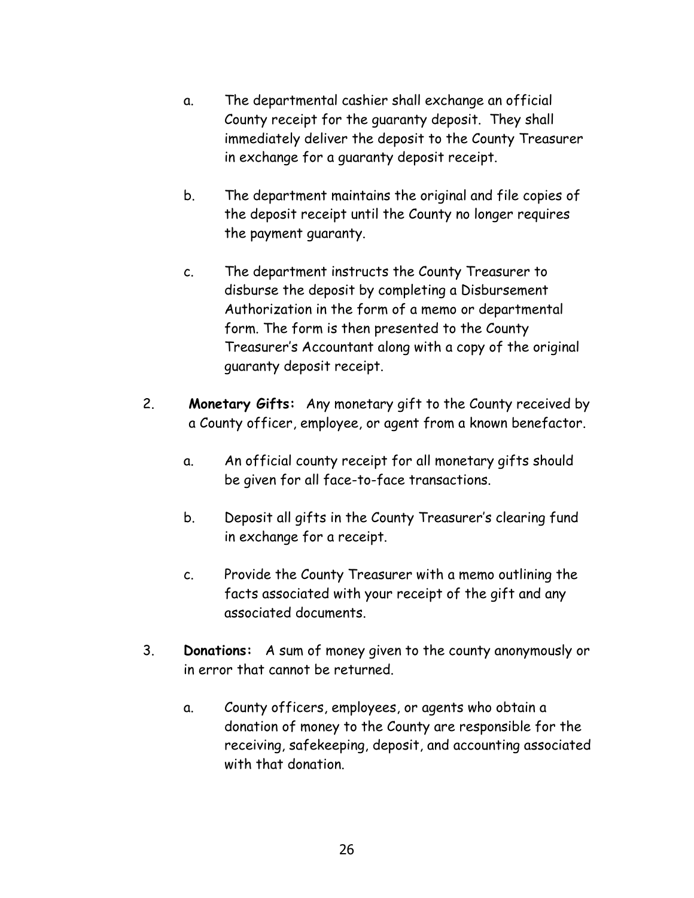a. The departmental cashier shall exchange an official County receipt for the guaranty deposit. They shall immediately deliver the deposit to the County Treasurer in exchange for a guaranty deposit receipt.

b. The department maintains the original and file copies of the deposit receipt until the County no longer requires the payment guaranty.

c. The department instructs the County Treasurer to disburse the deposit by completing a Disbursement Authorization in the form of a memo or departmental form. The form is then presented to the County Treasurer's Accountant along with a copy of the original guaranty deposit receipt.

2. **Monetary Gifts:** Any monetary gift to the County received by a County officer, employee, or agent from a known benefactor.

   a. An official county receipt for all monetary gifts should be given for all face-to-face transactions.

   b. Deposit all gifts in the County Treasurer's clearing fund in exchange for a receipt.

   c. Provide the County Treasurer with a memo outlining the facts associated with your receipt of the gift and any associated documents.

3. **Donations:** A sum of money given to the county anonymously or in error that cannot be returned.

   a. County officers, employees, or agents who obtain a donation of money to the County are responsible for the receiving, safekeeping, deposit, and accounting associated with that donation.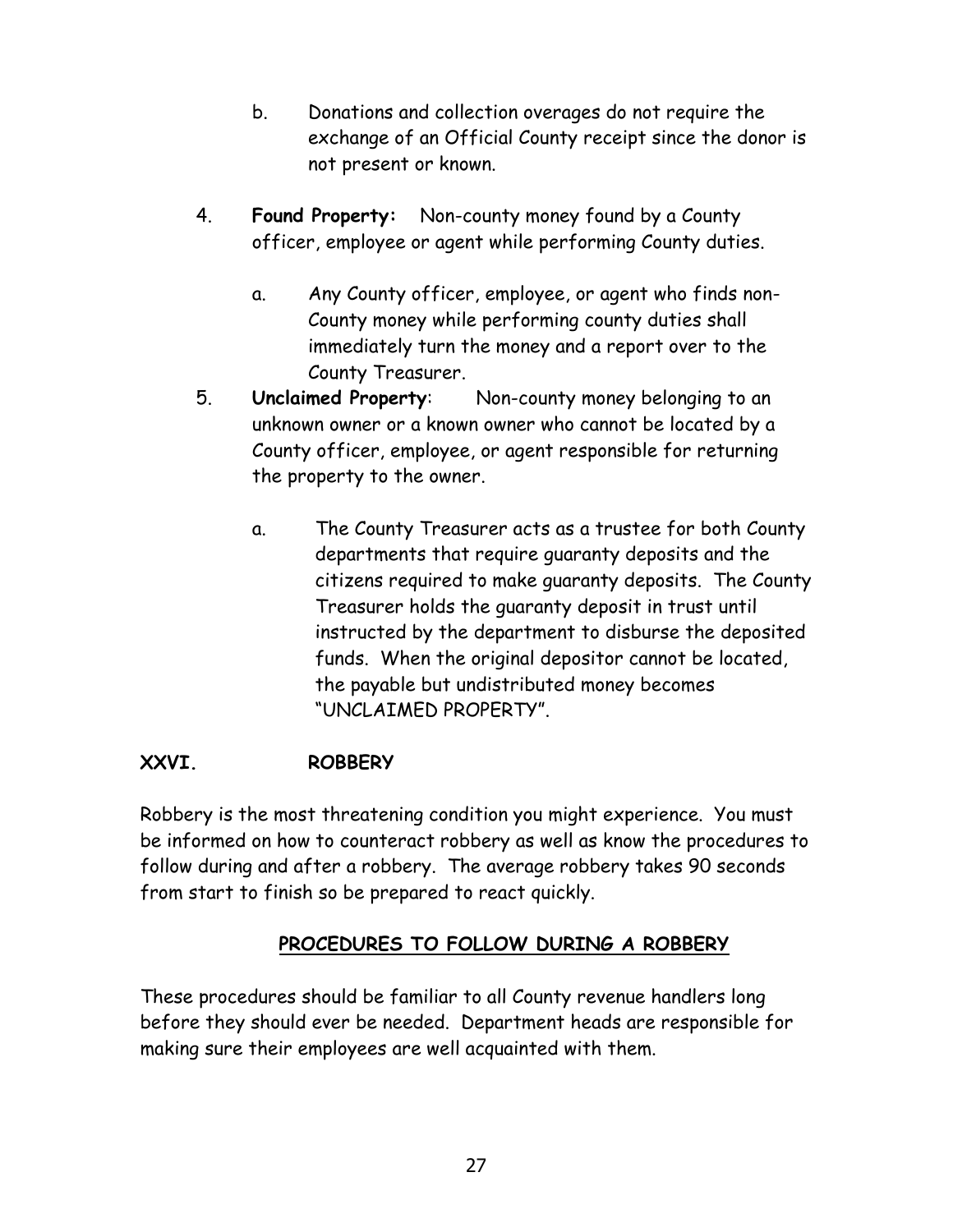b. Donations and collection overages do not require the exchange of an Official County receipt since the donor is not present or known.

4. **Found Property:** Non-county money found by a County officer, employee or agent while performing County duties.

   a. Any County officer, employee, or agent who finds non-County money while performing county duties shall immediately turn the money and a report over to the County Treasurer.

5. **Unclaimed Property**: Non-county money belonging to an unknown owner or a known owner who cannot be located by a County officer, employee, or agent responsible for returning the property to the owner.

   a. The County Treasurer acts as a trustee for both County departments that require guaranty deposits and the citizens required to make guaranty deposits. The County Treasurer holds the guaranty deposit in trust until instructed by the department to disburse the deposited funds. When the original depositor cannot be located, the payable but undistributed money becomes "UNCLAIMED PROPERTY".

## XXVI. ROBBERY

Robbery is the most threatening condition you might experience. You must be informed on how to counteract robbery as well as know the procedures to follow during and after a robbery. The average robbery takes 90 seconds from start to finish so be prepared to react quickly.

### PROCEDURES TO FOLLOW DURING A ROBBERY

These procedures should be familiar to all County revenue handlers long before they should ever be needed. Department heads are responsible for making sure their employees are well acquainted with them.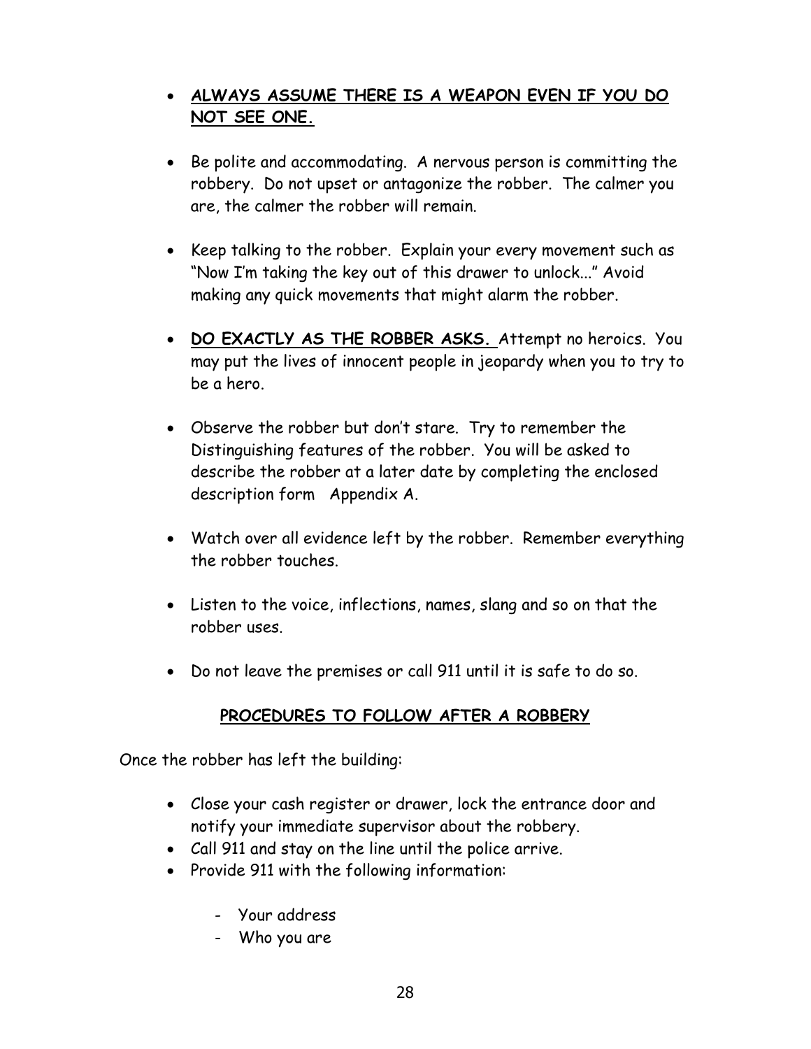- **<u>ALWAYS ASSUME THERE IS A WEAPON EVEN IF YOU DO NOT SEE ONE.</u>**

- Be polite and accommodating. A nervous person is committing the robbery. Do not upset or antagonize the robber. The calmer you are, the calmer the robber will remain.

- Keep talking to the robber. Explain your every movement such as "Now I'm taking the key out of this drawer to unlock..." Avoid making any quick movements that might alarm the robber.

- **<u>DO EXACTLY AS THE ROBBER ASKS.</u>** Attempt no heroics. You may put the lives of innocent people in jeopardy when you to try to be a hero.

- Observe the robber but don't stare. Try to remember the Distinguishing features of the robber. You will be asked to describe the robber at a later date by completing the enclosed description form Appendix A.

- Watch over all evidence left by the robber. Remember everything the robber touches.

- Listen to the voice, inflections, names, slang and so on that the robber uses.

- Do not leave the premises or call 911 until it is safe to do so.

## <u>PROCEDURES TO FOLLOW AFTER A ROBBERY</u>

Once the robber has left the building:

- Close your cash register or drawer, lock the entrance door and notify your immediate supervisor about the robbery.
- Call 911 and stay on the line until the police arrive.
- Provide 911 with the following information:
  - Your address
  - Who you are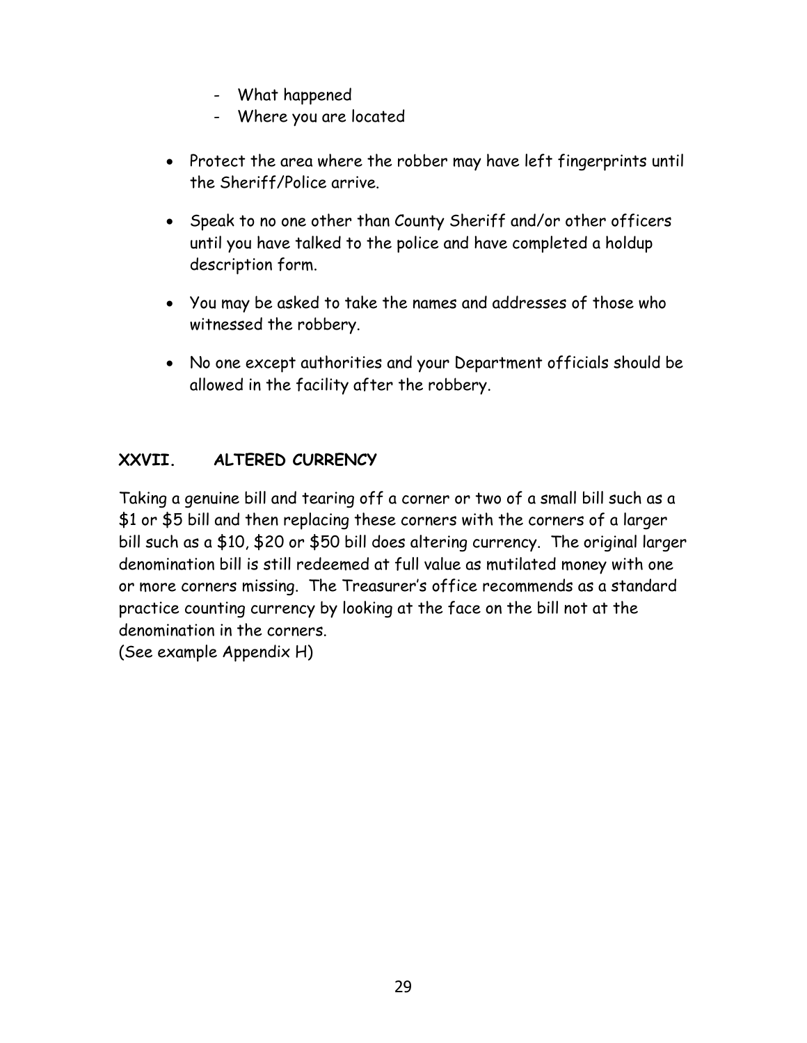- What happened
  - Where you are located

- Protect the area where the robber may have left fingerprints until the Sheriff/Police arrive.

- Speak to no one other than County Sheriff and/or other officers until you have talked to the police and have completed a holdup description form.

- You may be asked to take the names and addresses of those who witnessed the robbery.

- No one except authorities and your Department officials should be allowed in the facility after the robbery.

## XXVII. ALTERED CURRENCY

Taking a genuine bill and tearing off a corner or two of a small bill such as a $1 or $5 bill and then replacing these corners with the corners of a larger bill such as a $10, $20 or $50 bill does altering currency. The original larger denomination bill is still redeemed at full value as mutilated money with one or more corners missing. The Treasurer's office recommends as a standard practice counting currency by looking at the face on the bill not at the denomination in the corners.
(See example Appendix H)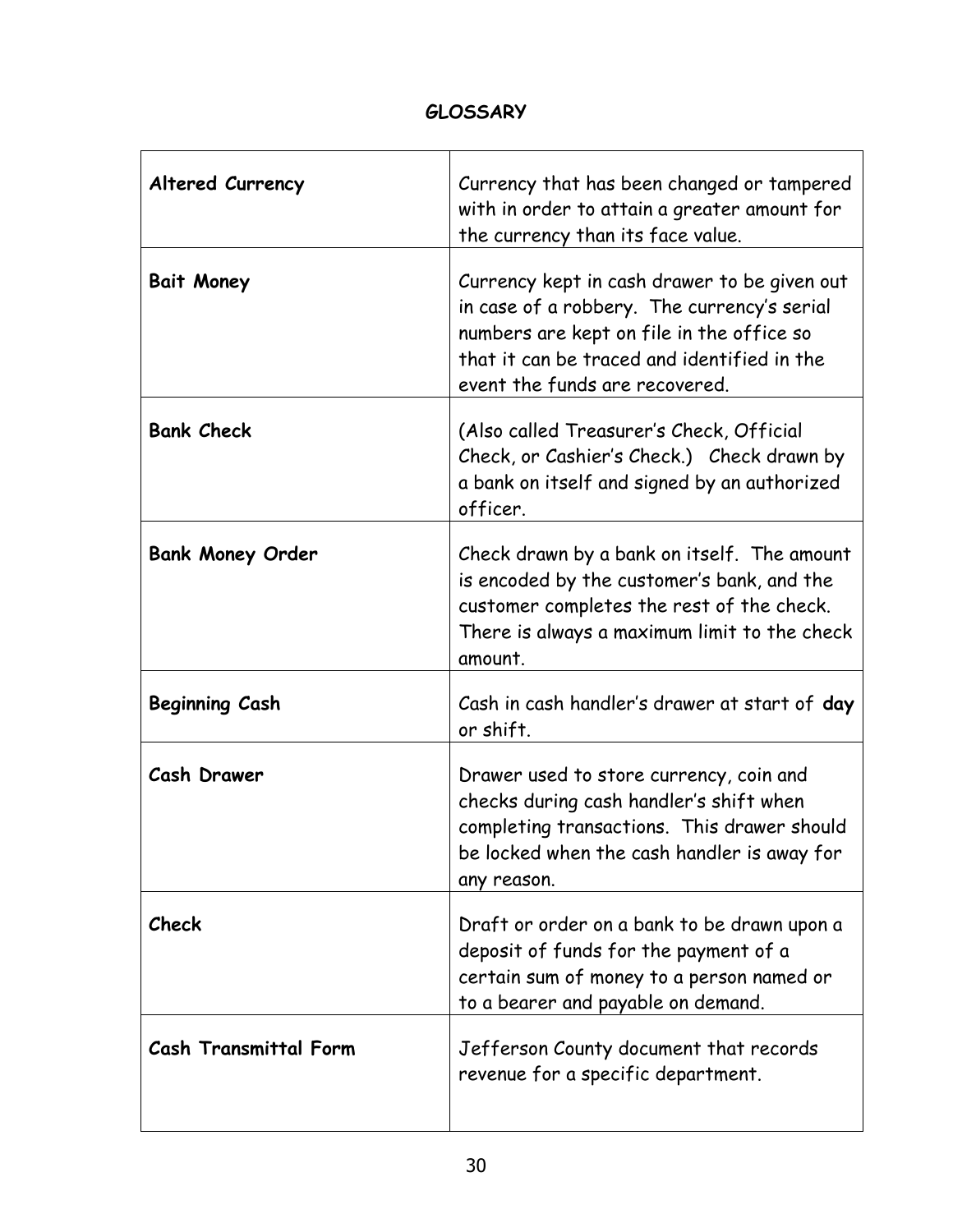## GLOSSARY

| | |
|---|---|
| **Altered Currency** | Currency that has been changed or tampered with in order to attain a greater amount for the currency than its face value. |
| **Bait Money** | Currency kept in cash drawer to be given out in case of a robbery. The currency's serial numbers are kept on file in the office so that it can be traced and identified in the event the funds are recovered. |
| **Bank Check** | (Also called Treasurer's Check, Official Check, or Cashier's Check.) Check drawn by a bank on itself and signed by an authorized officer. |
| **Bank Money Order** | Check drawn by a bank on itself. The amount is encoded by the customer's bank, and the customer completes the rest of the check. There is always a maximum limit to the check amount. |
| **Beginning Cash** | Cash in cash handler's drawer at start of **day** or shift. |
| **Cash Drawer** | Drawer used to store currency, coin and checks during cash handler's shift when completing transactions. This drawer should be locked when the cash handler is away for any reason. |
| **Check** | Draft or order on a bank to be drawn upon a deposit of funds for the payment of a certain sum of money to a person named or to a bearer and payable on demand. |
| **Cash Transmittal Form** | Jefferson County document that records revenue for a specific department. |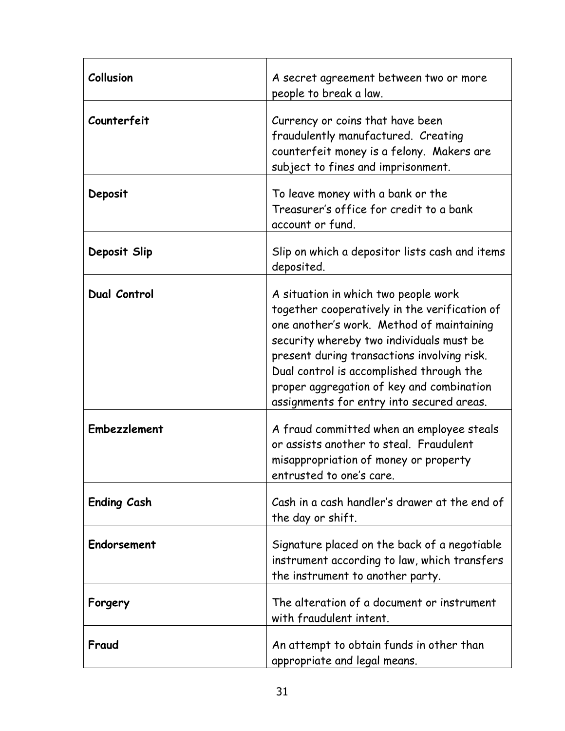| **Collusion** | A secret agreement between two or more people to break a law. |
|---|---|
| **Counterfeit** | Currency or coins that have been fraudulently manufactured. Creating counterfeit money is a felony. Makers are subject to fines and imprisonment. |
| **Deposit** | To leave money with a bank or the Treasurer's office for credit to a bank account or fund. |
| **Deposit Slip** | Slip on which a depositor lists cash and items deposited. |
| **Dual Control** | A situation in which two people work together cooperatively in the verification of one another's work. Method of maintaining security whereby two individuals must be present during transactions involving risk. Dual control is accomplished through the proper aggregation of key and combination assignments for entry into secured areas. |
| **Embezzlement** | A fraud committed when an employee steals or assists another to steal. Fraudulent misappropriation of money or property entrusted to one's care. |
| **Ending Cash** | Cash in a cash handler's drawer at the end of the day or shift. |
| **Endorsement** | Signature placed on the back of a negotiable instrument according to law, which transfers the instrument to another party. |
| **Forgery** | The alteration of a document or instrument with fraudulent intent. |
| **Fraud** | An attempt to obtain funds in other than appropriate and legal means. |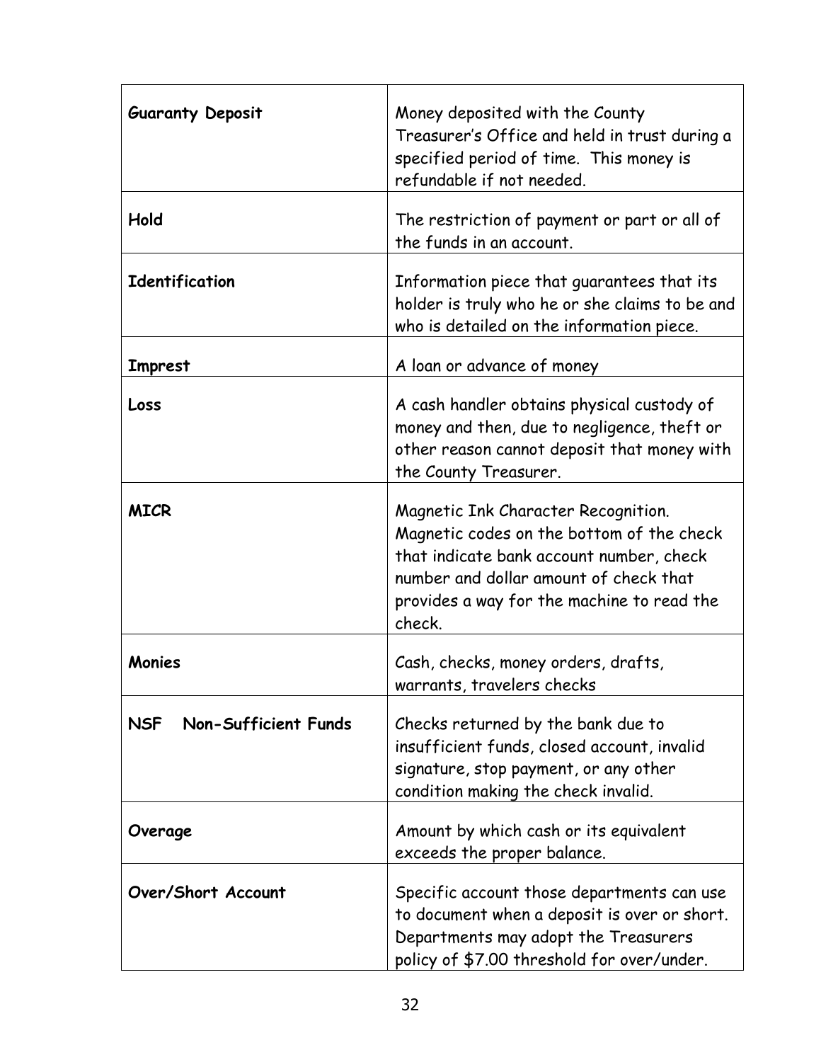| | |
|---|---|
| **Guaranty Deposit** | Money deposited with the County Treasurer's Office and held in trust during a specified period of time. This money is refundable if not needed. |
| **Hold** | The restriction of payment or part or all of the funds in an account. |
| **Identification** | Information piece that guarantees that its holder is truly who he or she claims to be and who is detailed on the information piece. |
| **Imprest** | A loan or advance of money |
| **Loss** | A cash handler obtains physical custody of money and then, due to negligence, theft or other reason cannot deposit that money with the County Treasurer. |
| **MICR** | Magnetic Ink Character Recognition. Magnetic codes on the bottom of the check that indicate bank account number, check number and dollar amount of check that provides a way for the machine to read the check. |
| **Monies** | Cash, checks, money orders, drafts, warrants, travelers checks |
| **NSF Non-Sufficient Funds** | Checks returned by the bank due to insufficient funds, closed account, invalid signature, stop payment, or any other condition making the check invalid. |
| **Overage** | Amount by which cash or its equivalent exceeds the proper balance. |
| **Over/Short Account** | Specific account those departments can use to document when a deposit is over or short. Departments may adopt the Treasurers policy of $7.00 threshold for over/under. |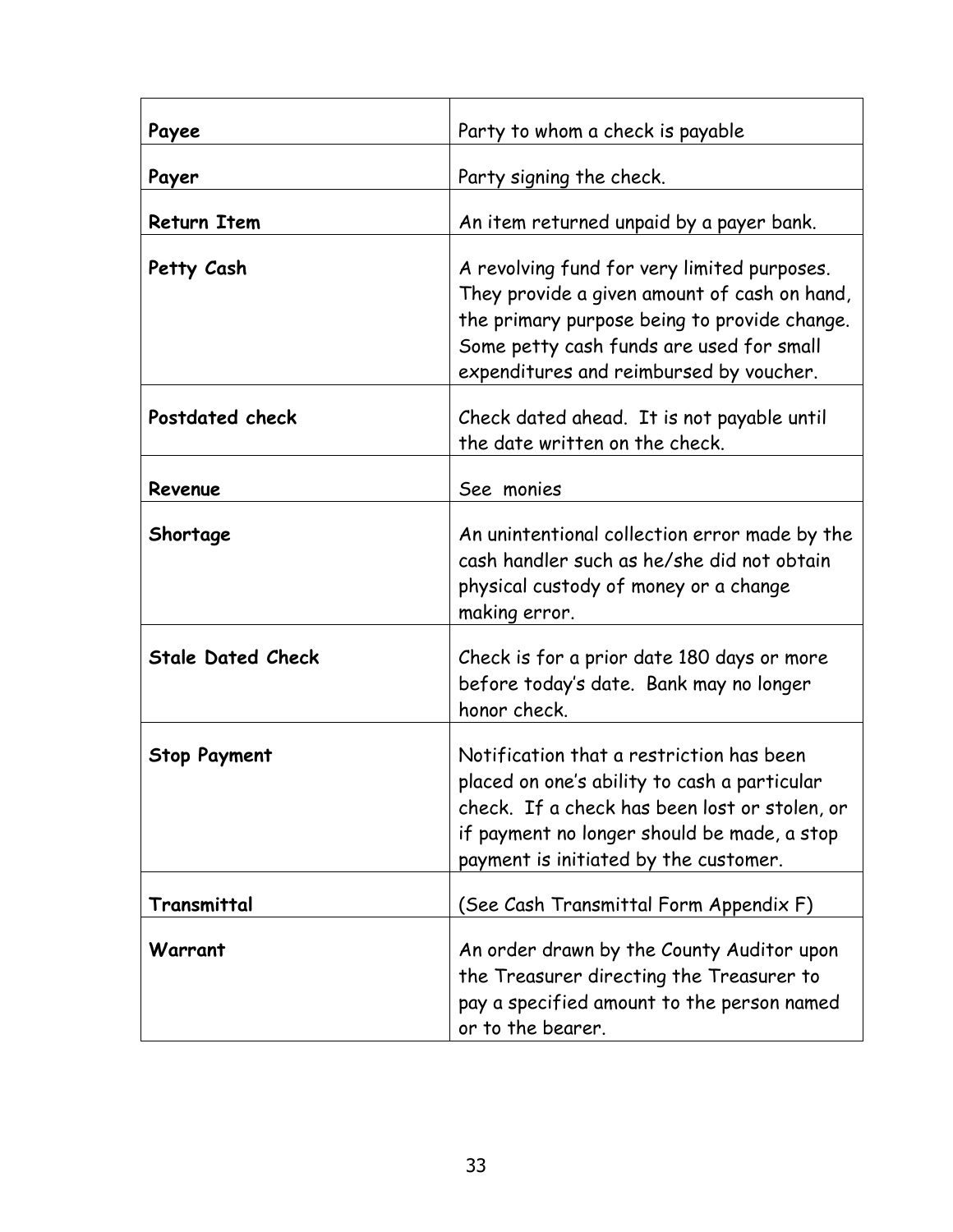| | |
|---|---|
| **Payee** | Party to whom a check is payable |
| **Payer** | Party signing the check. |
| **Return Item** | An item returned unpaid by a payer bank. |
| **Petty Cash** | A revolving fund for very limited purposes. They provide a given amount of cash on hand, the primary purpose being to provide change. Some petty cash funds are used for small expenditures and reimbursed by voucher. |
| **Postdated check** | Check dated ahead. It is not payable until the date written on the check. |
| **Revenue** | See monies |
| **Shortage** | An unintentional collection error made by the cash handler such as he/she did not obtain physical custody of money or a change making error. |
| **Stale Dated Check** | Check is for a prior date 180 days or more before today's date. Bank may no longer honor check. |
| **Stop Payment** | Notification that a restriction has been placed on one's ability to cash a particular check. If a check has been lost or stolen, or if payment no longer should be made, a stop payment is initiated by the customer. |
| **Transmittal** | (See Cash Transmittal Form Appendix F) |
| **Warrant** | An order drawn by the County Auditor upon the Treasurer directing the Treasurer to pay a specified amount to the person named or to the bearer. |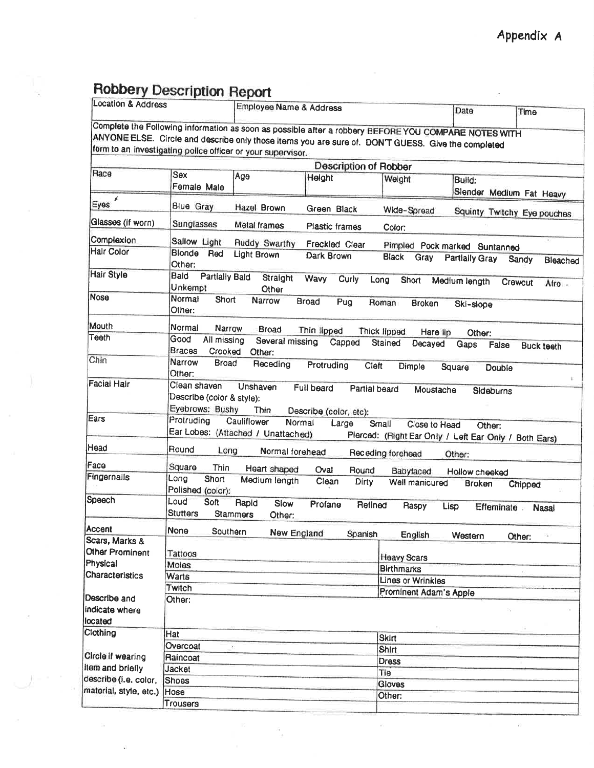Appendix A

# Robbery Description Report

| Location & Address | Employee Name & Address | Date | Time |
|---|---|---|---|
| | | | |

Complete the Following information as soon as possible after a robbery BEFORE YOU COMPARE NOTES WITH ANYONE ELSE. Circle and describe only those items you are sure of. DON'T GUESS. Give the completed form to an investigating police officer or your supervisor.

## Description of Robber

| Race | Sex: Female Male | Age | Height | Weight | Build: Slender Medium Fat Heavy |
|---|---|---|---|---|---|

| Item | Options |
|---|---|
| Eyes | Blue Gray Hazel Brown Green Black Wide-Spread Squinty Twitchy Eye pouches |
| Glasses (if worn) | Sunglasses Metal frames Plastic frames Color: |
| Complexion | Sallow Light Ruddy Swarthy Freckled Clear Pimpled Pock marked Suntanned |
| Hair Color | Blonde Red Light Brown Dark Brown Black Gray Partially Gray Sandy Bleached Other: |
| Hair Style | Bald Partially Bald Straight Wavy Curly Long Short Medium length Crewcut Afro Unkempt Other |
| Nose | Normal Short Narrow Broad Pug Roman Broken Ski-slope Other: |
| Mouth | Normal Narrow Broad Thin lipped Thick lipped Hare lip Other: |
| Teeth | Good All missing Several missing Capped Stained Decayed Gaps False Buck teeth Braces Crooked Other: |
| Chin | Narrow Broad Receding Protruding Cleft Dimple Square Double Other: |
| Facial Hair | Clean shaven Unshaven Full beard Partial beard Moustache Sideburns Describe (color & style): Eyebrows: Bushy Thin Describe (color, etc): |
| Ears | Protruding Cauliflower Normal Large Small Close to Head Other: Ear Lobes: (Attached / Unattached) Pierced: (Right Ear Only / Left Ear Only / Both Ears) |
| Head | Round Long Normal forehead Receding forehead Other: |
| Face | Square Thin Heart shaped Oval Round Babyfaced Hollow cheeked |
| Fingernails | Long Short Medium length Clean Dirty Well manicured Broken Chipped Polished (color): |
| Speech | Loud Soft Rapid Slow Profane Refined Raspy Lisp Effeminate Nasal Stutters Stammers Other: |
| Accent | None Southern New England Spanish English Western Other: |

| Scars, Marks & Other Prominent Physical Characteristics — Describe and indicate where located | | |
|---|---|---|
| | Tattoos | Heavy Scars |
| | Moles | Birthmarks |
| | Warts | Lines or Wrinkles |
| | Twitch | Prominent Adam's Apple |
| | Other: | |

| Clothing — Circle if wearing item and briefly describe (i.e. color, material, style, etc.) | | |
|---|---|---|
| | Hat | Skirt |
| | Overcoat | Shirt |
| | Raincoat | Dress |
| | Jacket | Tie |
| | Shoes | Gloves |
| | Hose | Other: |
| | Trousers | |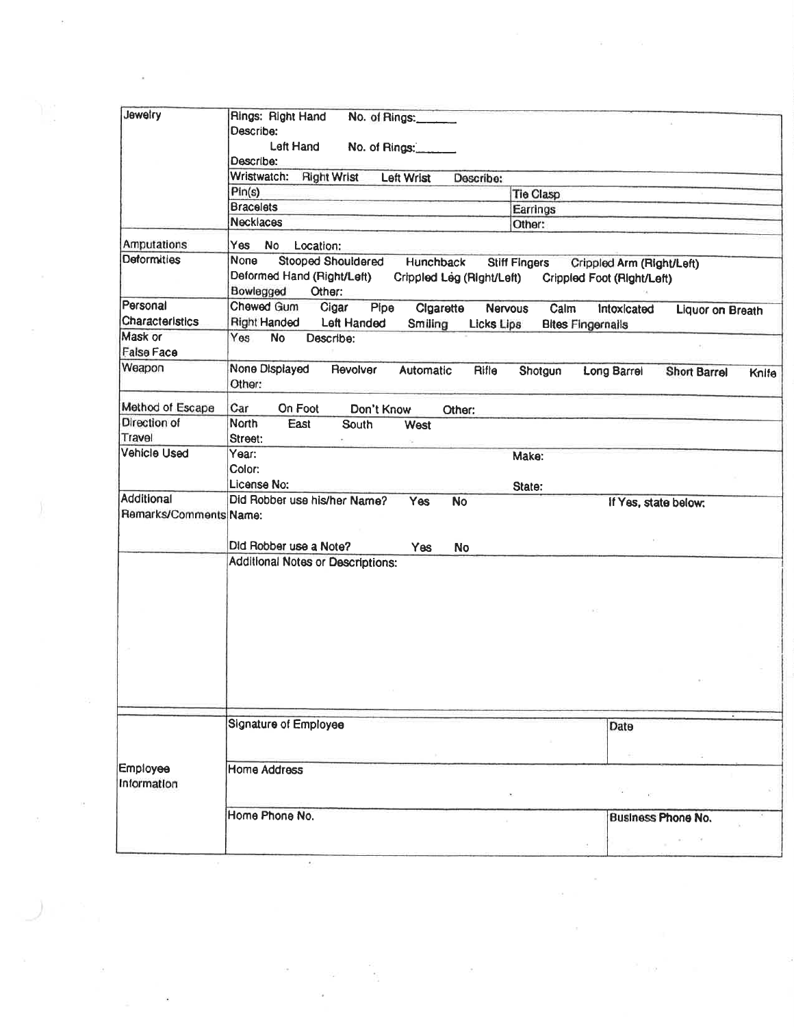| | |
|---|---|
| Jewelry | Rings: Right Hand No. of Rings:______<br>Describe:<br>Left Hand No. of Rings:______<br>Describe: |
| | Wristwatch: Right Wrist Left Wrist Describe: |
| | Pin(s) Tie Clasp |
| | Bracelets Earrings |
| | Necklaces Other: |
| Amputations | Yes No Location: |
| Deformities | None Stooped Shouldered Hunchback Stiff Fingers Crippled Arm (Right/Left)<br>Deformed Hand (Right/Left) Crippled Leg (Right/Left) Crippled Foot (Right/Left)<br>Bowlegged Other: |
| Personal Characteristics | Chewed Gum Cigar Pipe Cigarette Nervous Calm Intoxicated Liquor on Breath<br>Right Handed Left Handed Smiling Licks Lips Bites Fingernails |
| Mask or False Face | Yes No Describe: |
| Weapon | None Displayed Revolver Automatic Rifle Shotgun Long Barrel Short Barrel Knife<br>Other: |
| Method of Escape | Car On Foot Don't Know Other: |
| Direction of Travel | North East South West<br>Street: |
| Vehicle Used | Year: Make:<br>Color:<br>License No: State: |
| Additional Remarks/Comments | Did Robber use his/her Name? Yes No If Yes, state below:<br>Name:<br><br>Did Robber use a Note? Yes No |
| | Additional Notes or Descriptions: |

| | | |
|---|---|---|
| Employee Information | Signature of Employee | Date |
| | Home Address | |
| | Home Phone No. | Business Phone No. |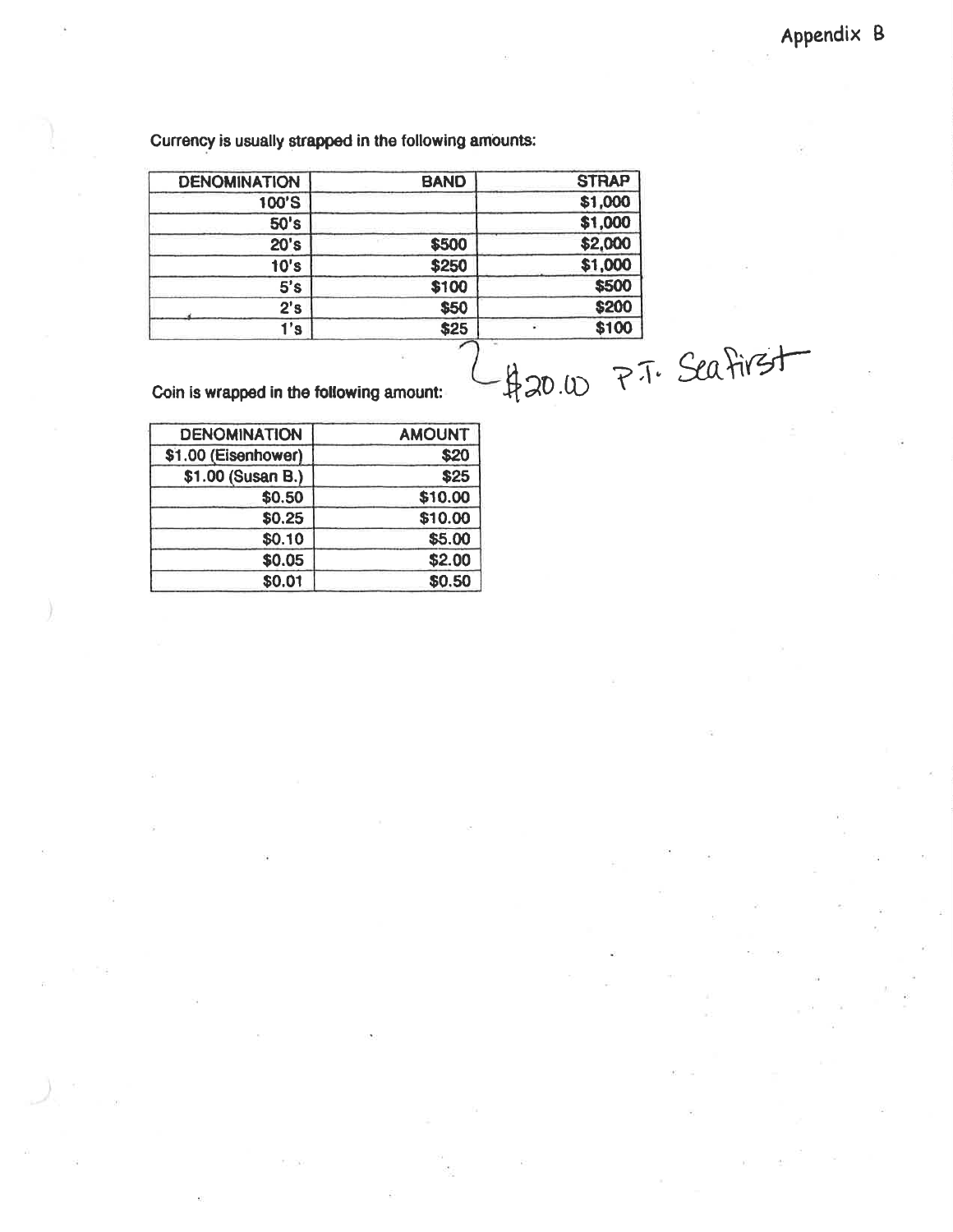Appendix B

Currency is usually strapped in the following amounts:

| DENOMINATION | BAND | STRAP |
|---|---|---|
| 100'S | | $1,000 |
| 50's | | $1,000 |
| 20's | $500 | $2,000 |
| 10's | $250 | $1,000 |
| 5's | $100 | $500 |
| 2's | $50 | $200 |
| 1's | $25 | $100 |

$20.00 P.T. Seafirst

Coin is wrapped in the following amount:

| DENOMINATION | AMOUNT |
|---|---|
| $1.00 (Eisenhower) | $20 |
| $1.00 (Susan B.) | $25 |
| $0.50 | $10.00 |
| $0.25 | $10.00 |
| $0.10 | $5.00 |
| $0.05 | $2.00 |
| $0.01 | $0.50 |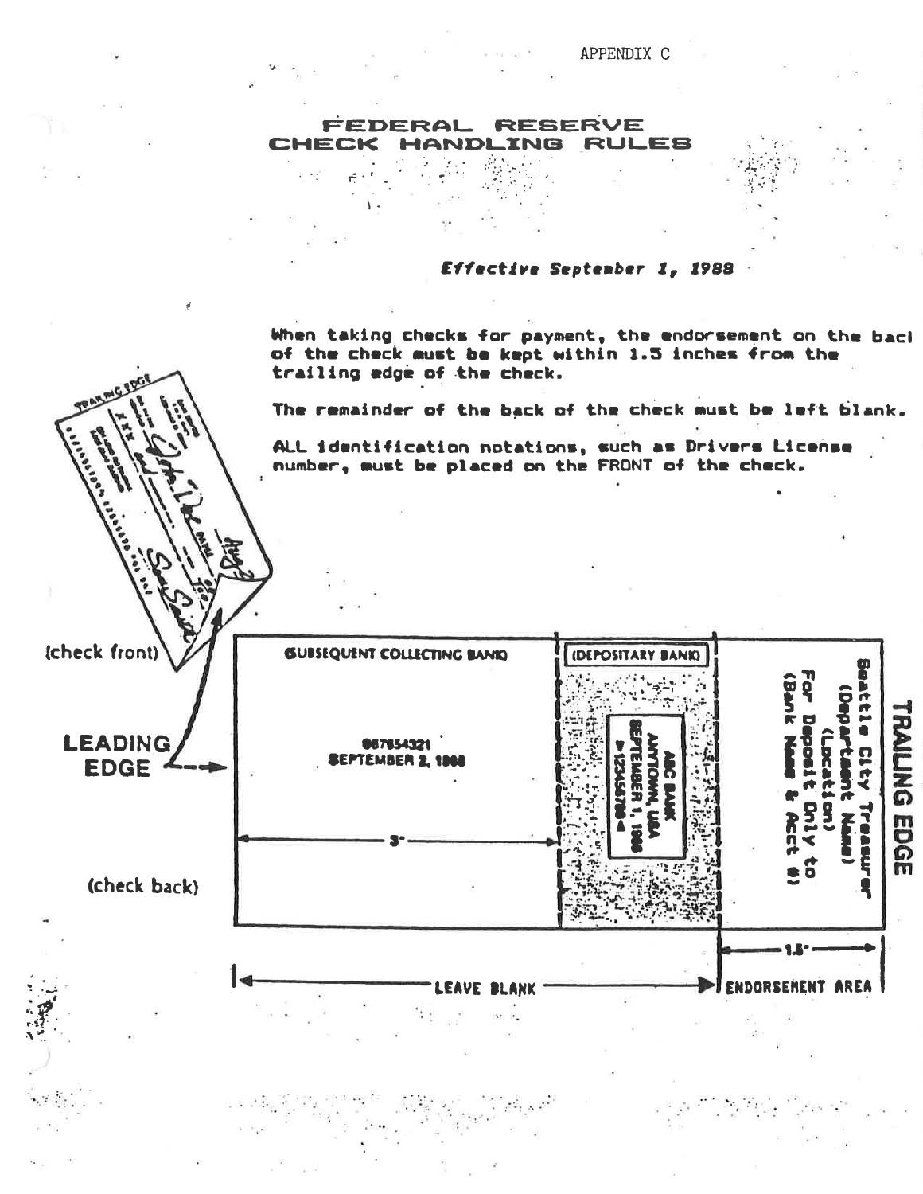APPENDIX C

# FEDERAL RESERVE CHECK HANDLING RULES

***Effective September 1, 1988***

When taking checks for payment, the endorsement on the back of the check must be kept within 1.5 inches from the trailing edge of the check.

The remainder of the back of the check must be left blank.

ALL identification notations, such as Drivers License number, must be placed on the FRONT of the check.

(check front)

LEADING EDGE

(check back)

(SUBSEQUENT COLLECTING BANK)

087854321
SEPTEMBER 2, 1988

3"

(DEPOSITARY BANK)

ABC BANK
ANYTOWN, USA
SEPTEMBER 1, 1988
>123456789<

Seattle City Treasurer
(Department Name)
(Location)
For Deposit Only to
(Bank Name & Acct #)

TRAILING EDGE

1.5"

LEAVE BLANK

ENDORSEMENT AREA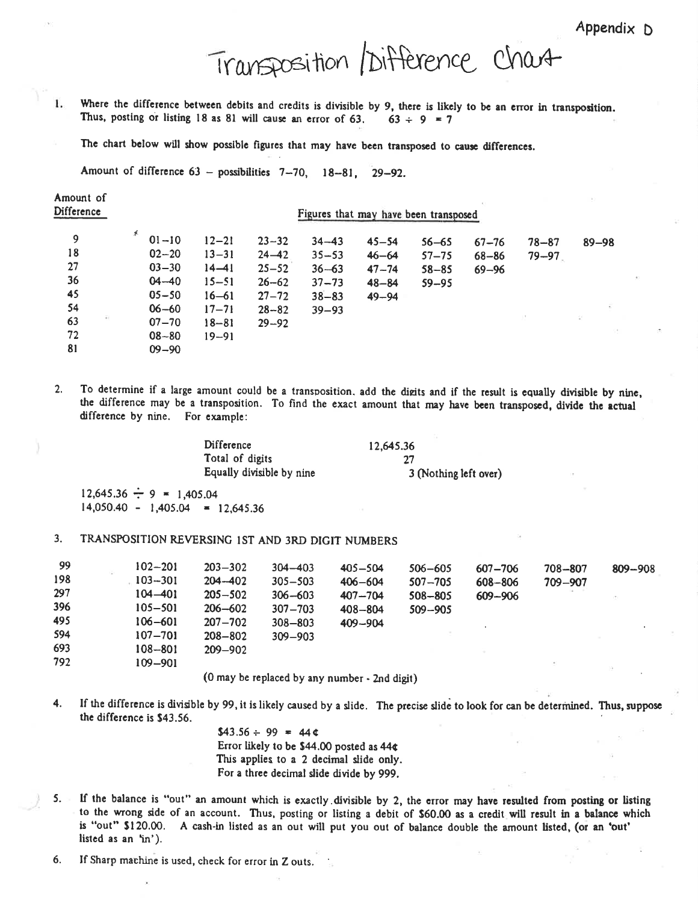Appendix D

# Transposition / Difference Chart

1. Where the difference between debits and credits is divisible by 9, there is likely to be an error in transposition. Thus, posting or listing 18 as 81 will cause an error of 63. 63 ÷ 9 = 7

   The chart below will show possible figures that may have been transposed to cause differences.

   Amount of difference 63 – possibilities 7–70, 18–81, 29–92.

| Amount of Difference | Figures that may have been transposed | | | | | | | | |
|---|---|---|---|---|---|---|---|---|---|
| 9 | 01–10 | 12–21 | 23–32 | 34–43 | 45–54 | 56–65 | 67–76 | 78–87 | 89–98 |
| 18 | 02–20 | 13–31 | 24–42 | 35–53 | 46–64 | 57–75 | 68–86 | 79–97 | |
| 27 | 03–30 | 14–41 | 25–52 | 36–63 | 47–74 | 58–85 | 69–96 | | |
| 36 | 04–40 | 15–51 | 26–62 | 37–73 | 48–84 | 59–95 | | | |
| 45 | 05–50 | 16–61 | 27–72 | 38–83 | 49–94 | | | | |
| 54 | 06–60 | 17–71 | 28–82 | 39–93 | | | | | |
| 63 | 07–70 | 18–81 | 29–92 | | | | | | |
| 72 | 08–80 | 19–91 | | | | | | | |
| 81 | 09–90 | | | | | | | | |

2. To determine if a large amount could be a transposition, add the digits and if the result is equally divisible by nine, the difference may be a transposition. To find the exact amount that may have been transposed, divide the actual difference by nine. For example:

| | |
|---|---|
| Difference | 12,645.36 |
| Total of digits | 27 |
| Equally divisible by nine | 3 (Nothing left over) |

12,645.36 ÷ 9 = 1,405.04
14,050.40 - 1,405.04 = 12,645.36

3. TRANSPOSITION REVERSING 1ST AND 3RD DIGIT NUMBERS

| | | | | | | | | | |
|---|---|---|---|---|---|---|---|---|---|
| 99 | 102–201 | 203–302 | 304–403 | 405–504 | 506–605 | 607–706 | 708–807 | 809–908 |
| 198 | 103–301 | 204–402 | 305–503 | 406–604 | 507–705 | 608–806 | 709–907 | |
| 297 | 104–401 | 205–502 | 306–603 | 407–704 | 508–805 | 609–906 | | |
| 396 | 105–501 | 206–602 | 307–703 | 408–804 | 509–905 | | | |
| 495 | 106–601 | 207–702 | 308–803 | 409–904 | | | | |
| 594 | 107–701 | 208–802 | 309–903 | | | | | |
| 693 | 108–801 | 209–902 | | | | | | |
| 792 | 109–901 | | | | | | | |

(0 may be replaced by any number - 2nd digit)

4. If the difference is divisible by 99, it is likely caused by a slide. The precise slide to look for can be determined. Thus, suppose the difference is $43.56.

   $43.56 ÷ 99 = 44¢
   Error likely to be $44.00 posted as 44¢
   This applies to a 2 decimal slide only.
   For a three decimal slide divide by 999.

5. If the balance is "out" an amount which is exactly divisible by 2, the error may have resulted from posting or listing to the wrong side of an account. Thus, posting or listing a debit of $60.00 as a credit will result in a balance which is "out" $120.00. A cash-in listed as an out will put you out of balance double the amount listed, (or an 'out' listed as an 'in').

6. If Sharp machine is used, check for error in Z outs.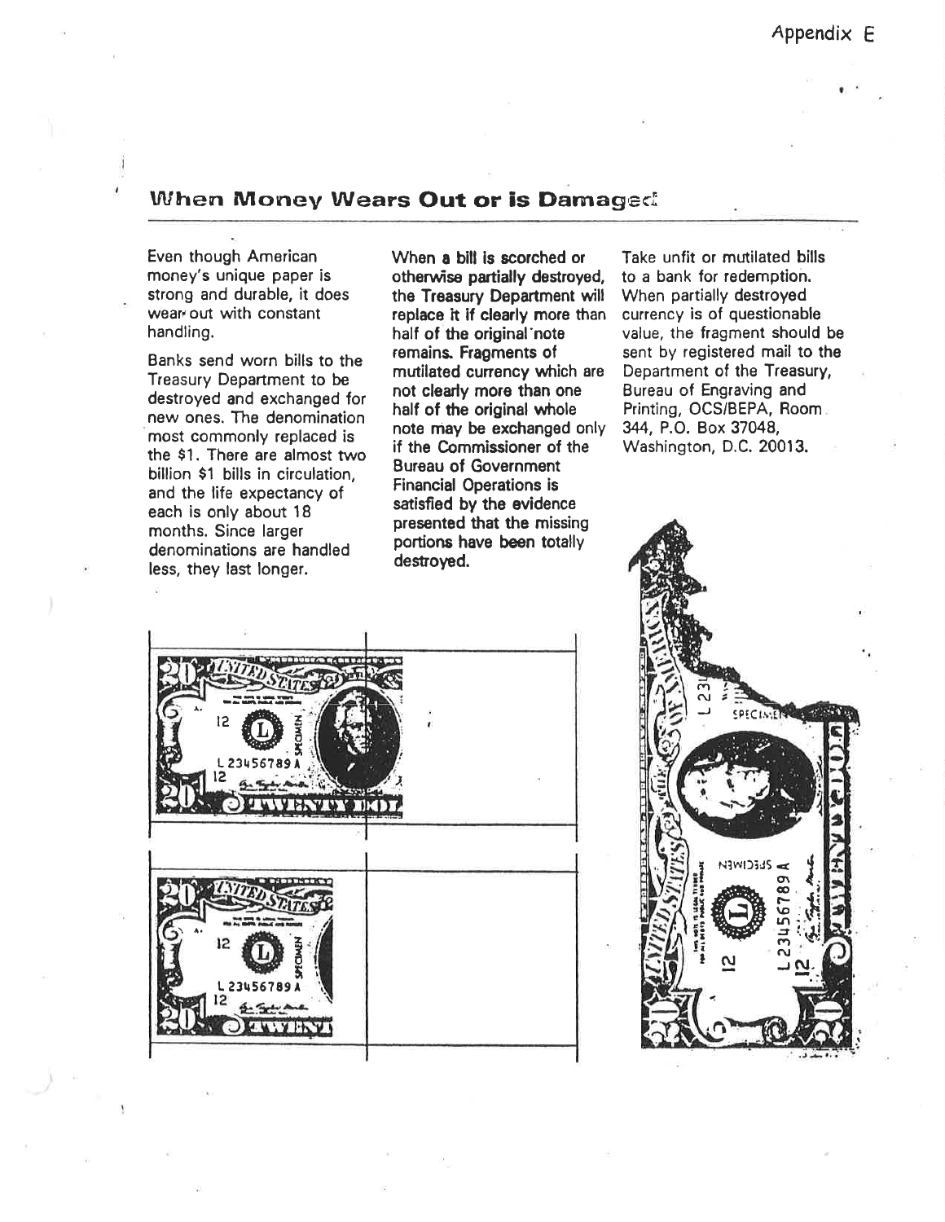## When Money Wears Out or is Damaged

Even though American money's unique paper is strong and durable, it does wear out with constant handling.

Banks send worn bills to the Treasury Department to be destroyed and exchanged for new ones. The denomination most commonly replaced is the $1. There are almost two billion $1 bills in circulation, and the life expectancy of each is only about 18 months. Since larger denominations are handled less, they last longer.

**When a bill is scorched or otherwise partially destroyed, the Treasury Department will replace it if clearly more than half of the original note remains. Fragments of mutilated currency which are not clearly more than one half of the original whole note may be exchanged only if the Commissioner of the Bureau of Government Financial Operations is satisfied by the evidence presented that the missing portions have been totally destroyed.**

Take unfit or mutilated bills to a bank for redemption. When partially destroyed currency is of questionable value, the fragment should be sent by registered mail to the Department of the Treasury, Bureau of Engraving and Printing, OCS/BEPA, Room 344, P.O. Box 37048, Washington, D.C. 20013.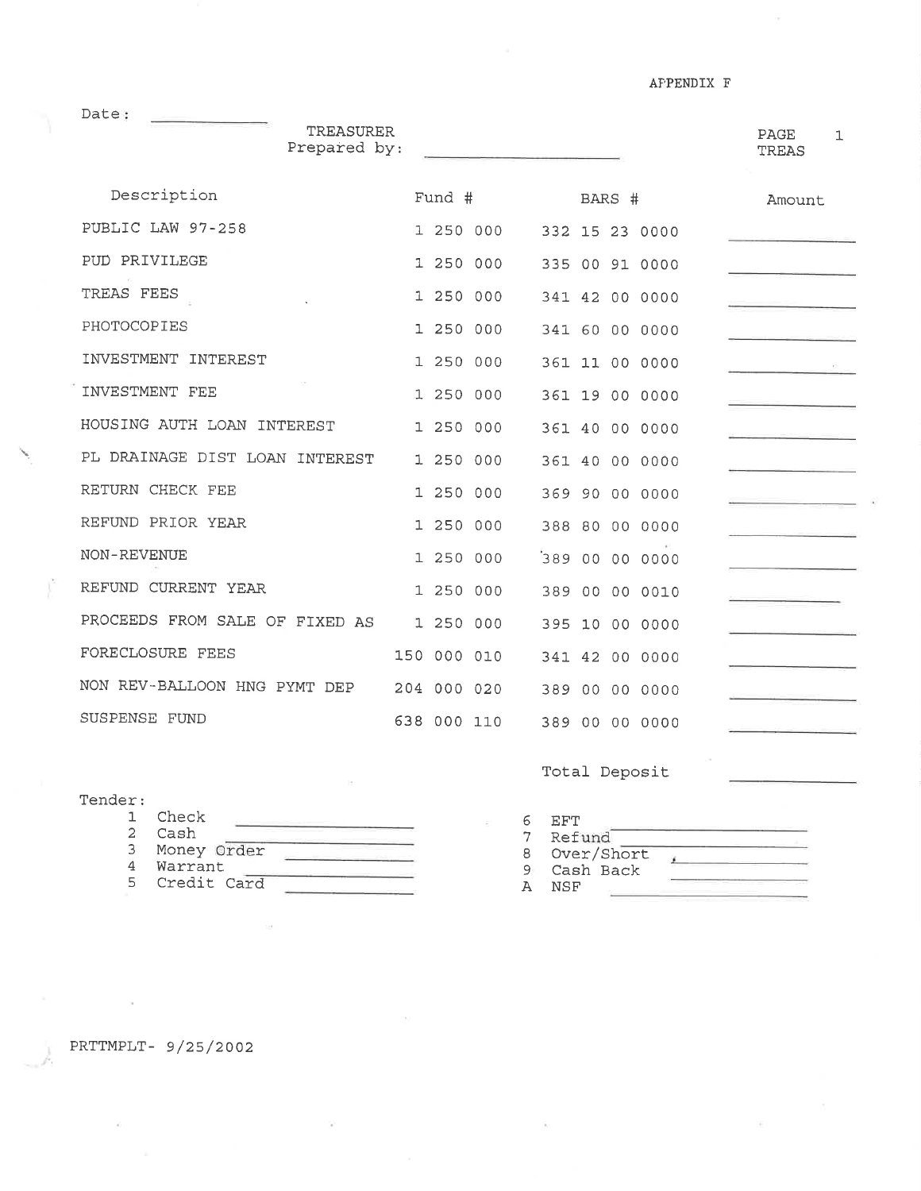APPENDIX F

Date: ____________

TREASURER
Prepared by: ____________________

PAGE 1
TREAS

| Description | Fund # | BARS # | Amount |
|---|---|---|---|
| PUBLIC LAW 97-258 | 1 250 000 | 332 15 23 0000 | |
| PUD PRIVILEGE | 1 250 000 | 335 00 91 0000 | |
| TREAS FEES | 1 250 000 | 341 42 00 0000 | |
| PHOTOCOPIES | 1 250 000 | 341 60 00 0000 | |
| INVESTMENT INTEREST | 1 250 000 | 361 11 00 0000 | |
| INVESTMENT FEE | 1 250 000 | 361 19 00 0000 | |
| HOUSING AUTH LOAN INTEREST | 1 250 000 | 361 40 00 0000 | |
| PL DRAINAGE DIST LOAN INTEREST | 1 250 000 | 361 40 00 0000 | |
| RETURN CHECK FEE | 1 250 000 | 369 90 00 0000 | |
| REFUND PRIOR YEAR | 1 250 000 | 388 80 00 0000 | |
| NON-REVENUE | 1 250 000 | 389 00 00 0000 | |
| REFUND CURRENT YEAR | 1 250 000 | 389 00 00 0010 | |
| PROCEEDS FROM SALE OF FIXED AS | 1 250 000 | 395 10 00 0000 | |
| FORECLOSURE FEES | 150 000 010 | 341 42 00 0000 | |
| NON REV-BALLOON HNG PYMT DEP | 204 000 020 | 389 00 00 0000 | |
| SUSPENSE FUND | 638 000 110 | 389 00 00 0000 | |
| | | Total Deposit | |

Tender:

1 Check ____________
2 Cash ____________
3 Money Order ____________
4 Warrant ____________
5 Credit Card ____________

6 EFT ____________
7 Refund ____________
8 Over/Short ____________
9 Cash Back ____________
A NSF ____________

PRTTMPLT- 9/25/2002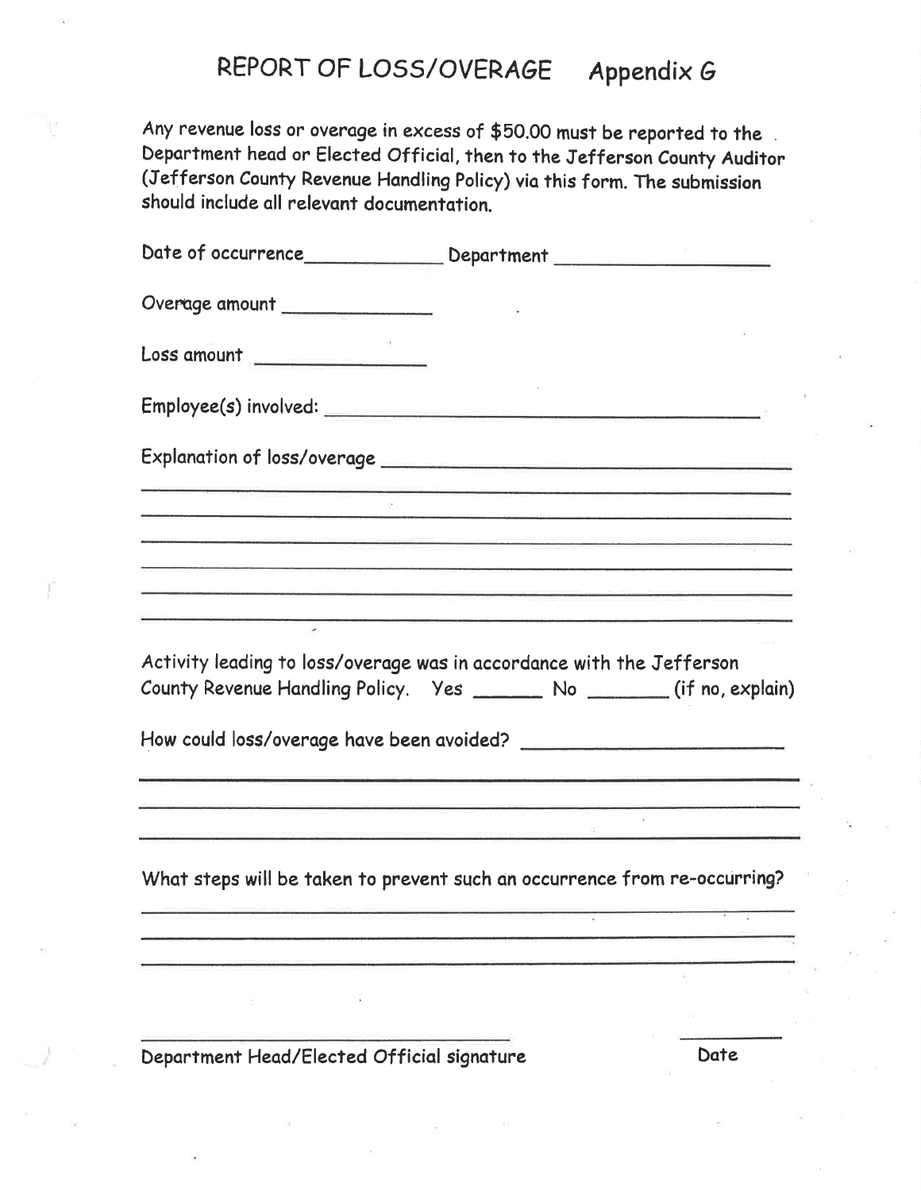# REPORT OF LOSS/OVERAGE Appendix G

Any revenue loss or overage in excess of $50.00 must be reported to the Department head or Elected Official, then to the Jefferson County Auditor (Jefferson County Revenue Handling Policy) via this form. The submission should include all relevant documentation.

Date of occurrence_____________ Department ____________________

Overage amount _______________

Loss amount _______________

Employee(s) involved: ____________________________________________

Explanation of loss/overage ______________________________________

_______________________________________________________________

_______________________________________________________________

_______________________________________________________________

_______________________________________________________________

_______________________________________________________________

_______________________________________________________________

Activity leading to loss/overage was in accordance with the Jefferson County Revenue Handling Policy. Yes _______ No ________ (if no, explain)

How could loss/overage have been avoided? _________________________

_______________________________________________________________

_______________________________________________________________

_______________________________________________________________

What steps will be taken to prevent such an occurrence from re-occurring?

_______________________________________________________________

_______________________________________________________________

_______________________________________________________________

____________________________________ ____________

Department Head/Elected Official signature Date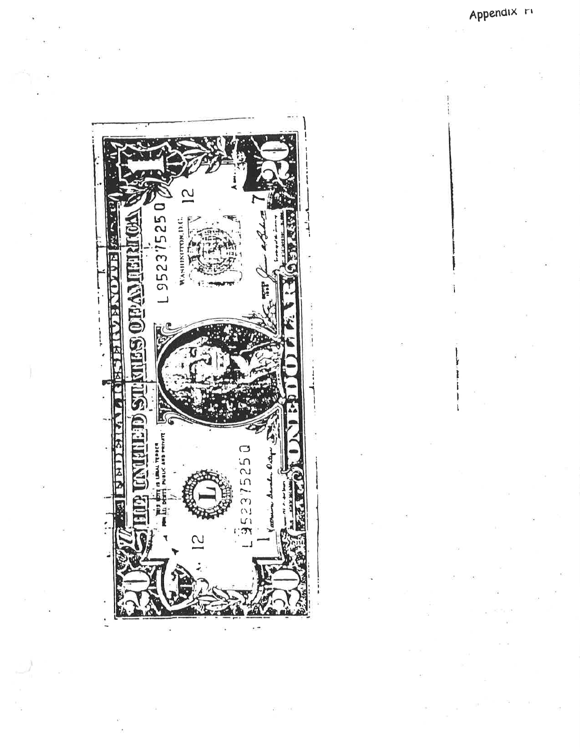Appendix H

FEDERAL RESERVE NOTE

THE UNITED STATES OF AMERICA

L 95237525 0

12

L

WASHINGTON D.C.

12

L 95237525 0

7

1

ONE DOLLAR